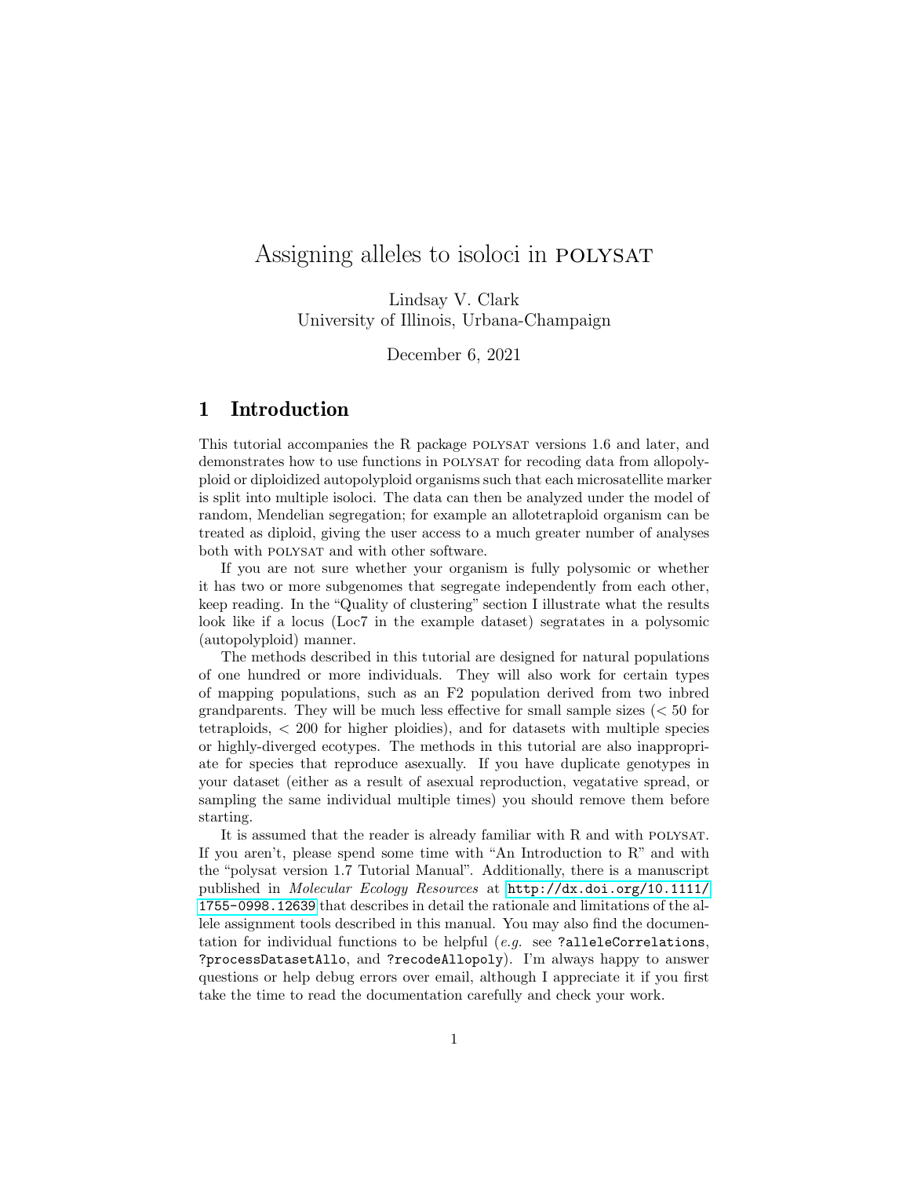# Assigning alleles to isoloci in POLYSAT

Lindsay V. Clark
University of Illinois, Urbana-Champaign

December 6, 2021

## 1 Introduction

This tutorial accompanies the R package POLYSAT versions 1.6 and later, and demonstrates how to use functions in POLYSAT for recoding data from allopolyploid or diploidized autopolyploid organisms such that each microsatellite marker is split into multiple isoloci. The data can then be analyzed under the model of random, Mendelian segregation; for example an allotetraploid organism can be treated as diploid, giving the user access to a much greater number of analyses both with POLYSAT and with other software.

If you are not sure whether your organism is fully polysomic or whether it has two or more subgenomes that segregate independently from each other, keep reading. In the "Quality of clustering" section I illustrate what the results look like if a locus (Loc7 in the example dataset) segratates in a polysomic (autopolyploid) manner.

The methods described in this tutorial are designed for natural populations of one hundred or more individuals. They will also work for certain types of mapping populations, such as an F2 population derived from two inbred grandparents. They will be much less effective for small sample sizes ($< 50$ for tetraploids, $< 200$ for higher ploidies), and for datasets with multiple species or highly-diverged ecotypes. The methods in this tutorial are also inappropriate for species that reproduce asexually. If you have duplicate genotypes in your dataset (either as a result of asexual reproduction, vegatative spread, or sampling the same individual multiple times) you should remove them before starting.

It is assumed that the reader is already familiar with R and with POLYSAT. If you aren't, please spend some time with "An Introduction to R" and with the "polysat version 1.7 Tutorial Manual". Additionally, there is a manuscript published in *Molecular Ecology Resources* at `http://dx.doi.org/10.1111/1755-0998.12639` that describes in detail the rationale and limitations of the allele assignment tools described in this manual. You may also find the documentation for individual functions to be helpful (*e.g.* see `?alleleCorrelations`, `?processDatasetAllo`, and `?recodeAllopoly`). I'm always happy to answer questions or help debug errors over email, although I appreciate it if you first take the time to read the documentation carefully and check your work.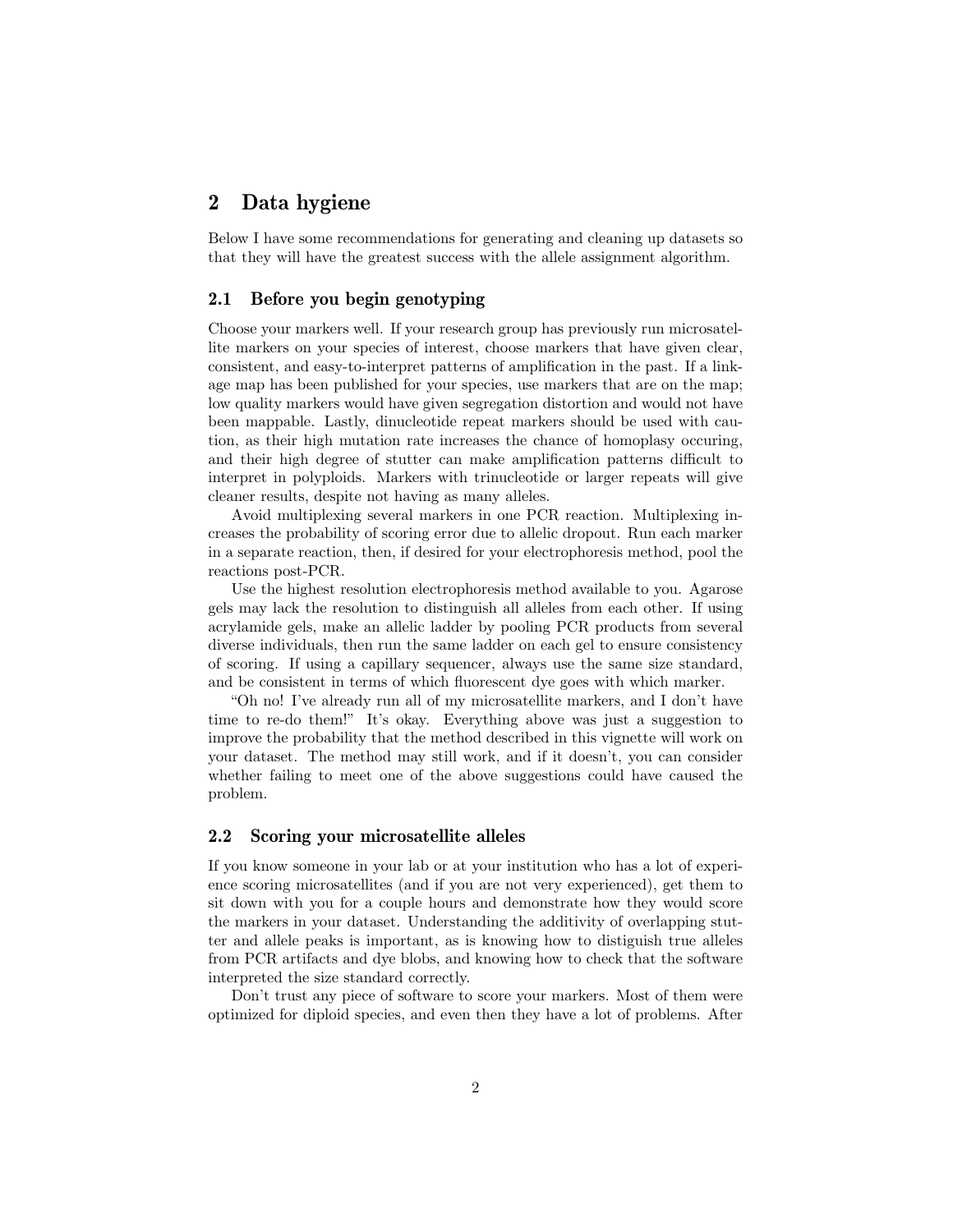## 2 Data hygiene

Below I have some recommendations for generating and cleaning up datasets so that they will have the greatest success with the allele assignment algorithm.

### 2.1 Before you begin genotyping

Choose your markers well. If your research group has previously run microsatellite markers on your species of interest, choose markers that have given clear, consistent, and easy-to-interpret patterns of amplification in the past. If a linkage map has been published for your species, use markers that are on the map; low quality markers would have given segregation distortion and would not have been mappable. Lastly, dinucleotide repeat markers should be used with caution, as their high mutation rate increases the chance of homoplasy occuring, and their high degree of stutter can make amplification patterns difficult to interpret in polyploids. Markers with trinucleotide or larger repeats will give cleaner results, despite not having as many alleles.

Avoid multiplexing several markers in one PCR reaction. Multiplexing increases the probability of scoring error due to allelic dropout. Run each marker in a separate reaction, then, if desired for your electrophoresis method, pool the reactions post-PCR.

Use the highest resolution electrophoresis method available to you. Agarose gels may lack the resolution to distinguish all alleles from each other. If using acrylamide gels, make an allelic ladder by pooling PCR products from several diverse individuals, then run the same ladder on each gel to ensure consistency of scoring. If using a capillary sequencer, always use the same size standard, and be consistent in terms of which fluorescent dye goes with which marker.

"Oh no! I've already run all of my microsatellite markers, and I don't have time to re-do them!" It's okay. Everything above was just a suggestion to improve the probability that the method described in this vignette will work on your dataset. The method may still work, and if it doesn't, you can consider whether failing to meet one of the above suggestions could have caused the problem.

### 2.2 Scoring your microsatellite alleles

If you know someone in your lab or at your institution who has a lot of experience scoring microsatellites (and if you are not very experienced), get them to sit down with you for a couple hours and demonstrate how they would score the markers in your dataset. Understanding the additivity of overlapping stutter and allele peaks is important, as is knowing how to distiguish true alleles from PCR artifacts and dye blobs, and knowing how to check that the software interpreted the size standard correctly.

Don't trust any piece of software to score your markers. Most of them were optimized for diploid species, and even then they have a lot of problems. After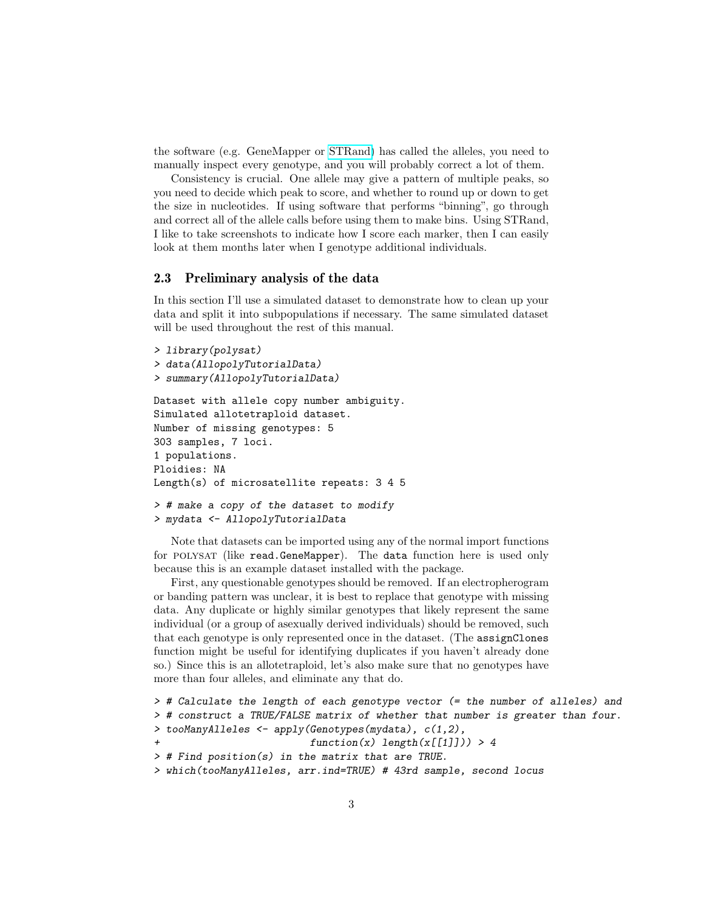the software (e.g. GeneMapper or STRand) has called the alleles, you need to manually inspect every genotype, and you will probably correct a lot of them.

Consistency is crucial. One allele may give a pattern of multiple peaks, so you need to decide which peak to score, and whether to round up or down to get the size in nucleotides. If using software that performs "binning", go through and correct all of the allele calls before using them to make bins. Using STRand, I like to take screenshots to indicate how I score each marker, then I can easily look at them months later when I genotype additional individuals.

### 2.3 Preliminary analysis of the data

In this section I'll use a simulated dataset to demonstrate how to clean up your data and split it into subpopulations if necessary. The same simulated dataset will be used throughout the rest of this manual.

```
> library(polysat)
> data(AllopolyTutorialData)
> summary(AllopolyTutorialData)

Dataset with allele copy number ambiguity.
Simulated allotetraploid dataset.
Number of missing genotypes: 5
303 samples, 7 loci.
1 populations.
Ploidies: NA
Length(s) of microsatellite repeats: 3 4 5

> # make a copy of the dataset to modify
> mydata <- AllopolyTutorialData
```

Note that datasets can be imported using any of the normal import functions for POLYSAT (like `read.GeneMapper`). The `data` function here is used only because this is an example dataset installed with the package.

First, any questionable genotypes should be removed. If an electropherogram or banding pattern was unclear, it is best to replace that genotype with missing data. Any duplicate or highly similar genotypes that likely represent the same individual (or a group of asexually derived individuals) should be removed, such that each genotype is only represented once in the dataset. (The `assignClones` function might be useful for identifying duplicates if you haven't already done so.) Since this is an allotetraploid, let's also make sure that no genotypes have more than four alleles, and eliminate any that do.

```
> # Calculate the length of each genotype vector (= the number of alleles) and
> # construct a TRUE/FALSE matrix of whether that number is greater than four.
> tooManyAlleles <- apply(Genotypes(mydata), c(1,2),
+                         function(x) length(x[[1]])) > 4
> # Find position(s) in the matrix that are TRUE.
> which(tooManyAlleles, arr.ind=TRUE) # 43rd sample, second locus
```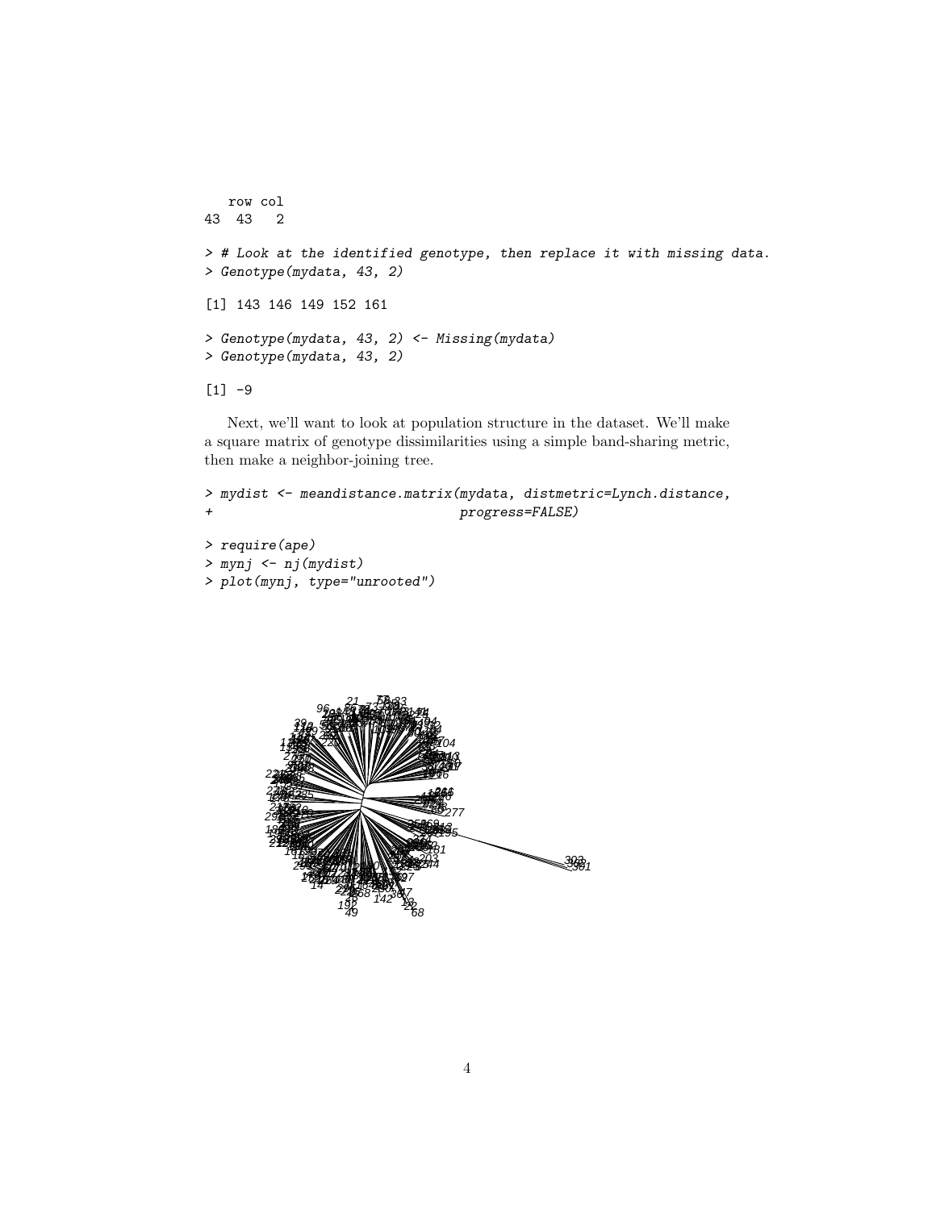```
   row col
43  43   2

> # Look at the identified genotype, then replace it with missing data.
> Genotype(mydata, 43, 2)

[1] 143 146 149 152 161

> Genotype(mydata, 43, 2) <- Missing(mydata)
> Genotype(mydata, 43, 2)

[1] -9
```

Next, we'll want to look at population structure in the dataset. We'll make a square matrix of genotype dissimilarities using a simple band-sharing metric, then make a neighbor-joining tree.

```
> mydist <- meandistance.matrix(mydata, distmetric=Lynch.distance,
+                               progress=FALSE)

> require(ape)
> mynj <- nj(mydist)
> plot(mynj, type="unrooted")
```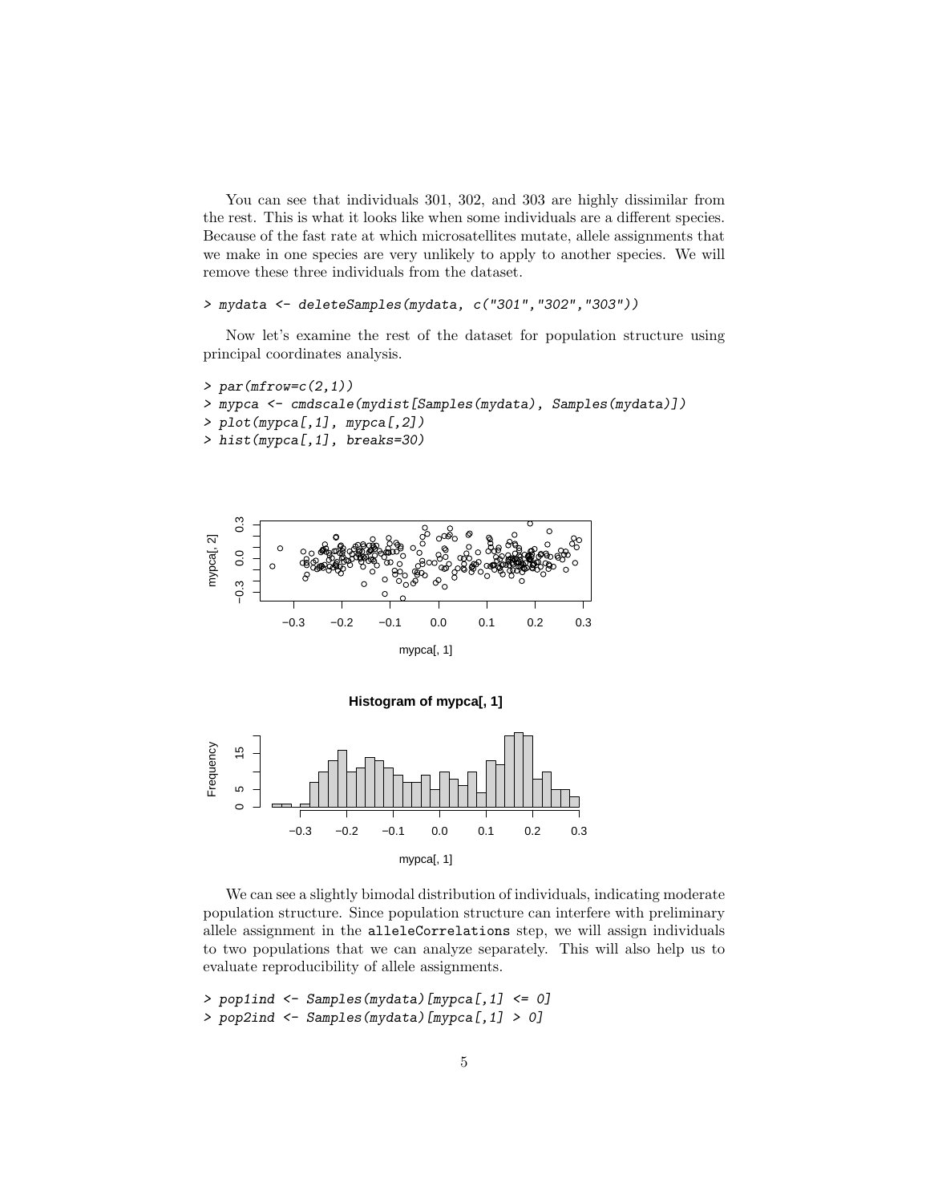You can see that individuals 301, 302, and 303 are highly dissimilar from the rest. This is what it looks like when some individuals are a different species. Because of the fast rate at which microsatellites mutate, allele assignments that we make in one species are very unlikely to apply to another species. We will remove these three individuals from the dataset.

```
> mydata <- deleteSamples(mydata, c("301","302","303"))
```

Now let's examine the rest of the dataset for population structure using principal coordinates analysis.

```
> par(mfrow=c(2,1))
> mypca <- cmdscale(mydist[Samples(mydata), Samples(mydata)])
> plot(mypca[,1], mypca[,2])
> hist(mypca[,1], breaks=30)
```

We can see a slightly bimodal distribution of individuals, indicating moderate population structure. Since population structure can interfere with preliminary allele assignment in the `alleleCorrelations` step, we will assign individuals to two populations that we can analyze separately. This will also help us to evaluate reproducibility of allele assignments.

```
> pop1ind <- Samples(mydata)[mypca[,1] <= 0]
> pop2ind <- Samples(mydata)[mypca[,1] > 0]
```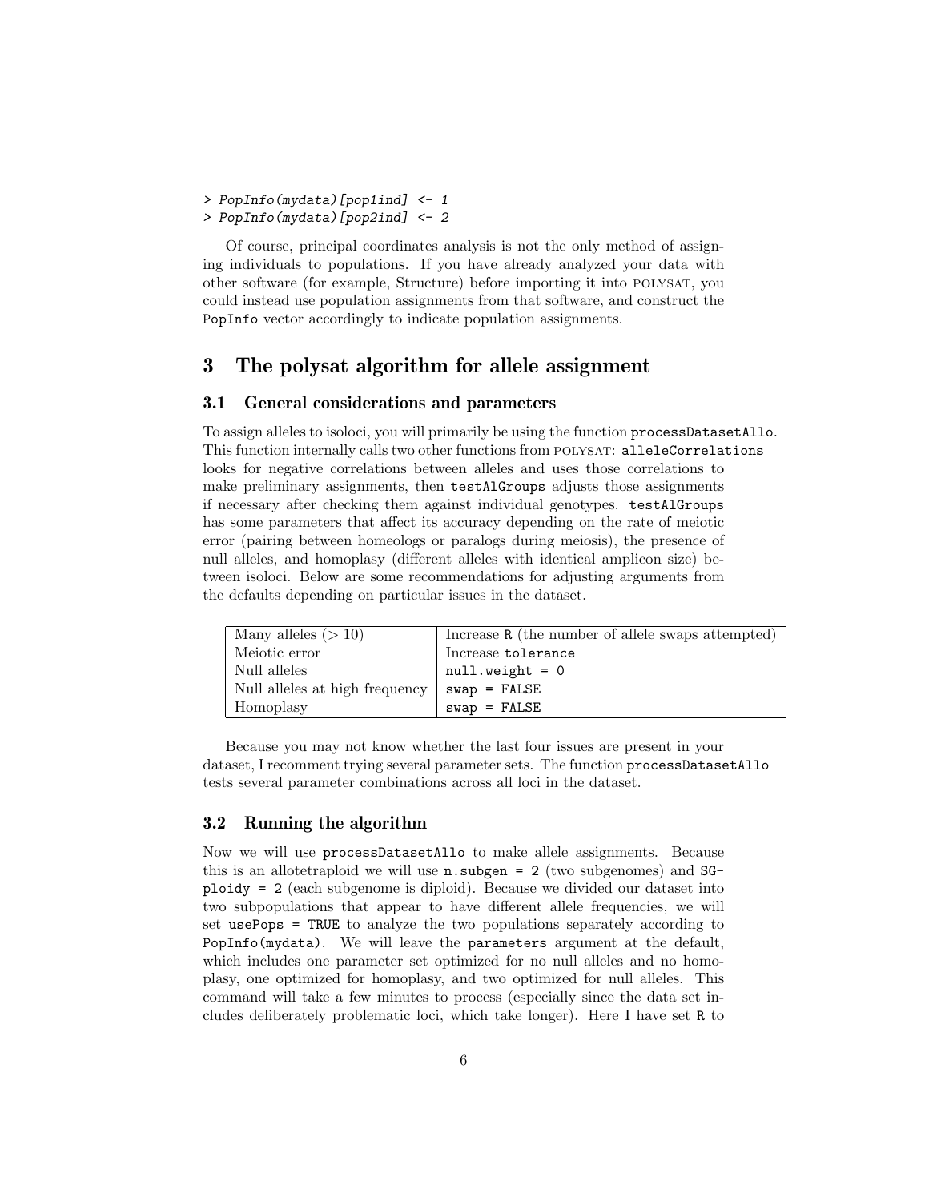```
> PopInfo(mydata)[pop1ind] <- 1
> PopInfo(mydata)[pop2ind] <- 2
```

Of course, principal coordinates analysis is not the only method of assigning individuals to populations. If you have already analyzed your data with other software (for example, Structure) before importing it into POLYSAT, you could instead use population assignments from that software, and construct the `PopInfo` vector accordingly to indicate population assignments.

# 3 The polysat algorithm for allele assignment

## 3.1 General considerations and parameters

To assign alleles to isoloci, you will primarily be using the function `processDatasetAllo`. This function internally calls two other functions from POLYSAT: `alleleCorrelations` looks for negative correlations between alleles and uses those correlations to make preliminary assignments, then `testAlGroups` adjusts those assignments if necessary after checking them against individual genotypes. `testAlGroups` has some parameters that affect its accuracy depending on the rate of meiotic error (pairing between homeologs or paralogs during meiosis), the presence of null alleles, and homoplasy (different alleles with identical amplicon size) between isoloci. Below are some recommendations for adjusting arguments from the defaults depending on particular issues in the dataset.

| | |
|---|---|
| Many alleles ($> 10$) | Increase `R` (the number of allele swaps attempted) |
| Meiotic error | Increase `tolerance` |
| Null alleles | `null.weight = 0` |
| Null alleles at high frequency | `swap = FALSE` |
| Homoplasy | `swap = FALSE` |

Because you may not know whether the last four issues are present in your dataset, I recomment trying several parameter sets. The function `processDatasetAllo` tests several parameter combinations across all loci in the dataset.

## 3.2 Running the algorithm

Now we will use `processDatasetAllo` to make allele assignments. Because this is an allotetraploid we will use `n.subgen = 2` (two subgenomes) and `SGploidy = 2` (each subgenome is diploid). Because we divided our dataset into two subpopulations that appear to have different allele frequencies, we will set `usePops = TRUE` to analyze the two populations separately according to `PopInfo(mydata)`. We will leave the `parameters` argument at the default, which includes one parameter set optimized for no null alleles and no homoplasy, one optimized for homoplasy, and two optimized for null alleles. This command will take a few minutes to process (especially since the data set includes deliberately problematic loci, which take longer). Here I have set `R` to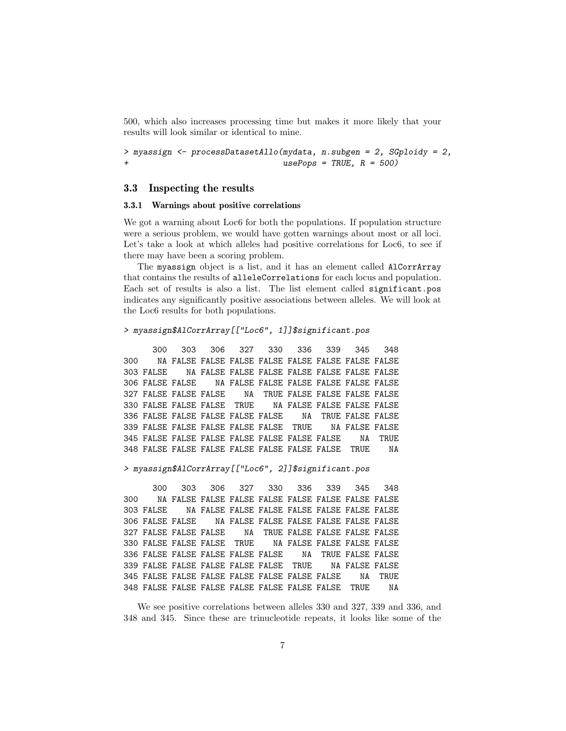500, which also increases processing time but makes it more likely that your results will look similar or identical to mine.

```
> myassign <- processDatasetAllo(mydata, n.subgen = 2, SGploidy = 2,
+                                usePops = TRUE, R = 500)
```

### 3.3 Inspecting the results

#### 3.3.1 Warnings about positive correlations

We got a warning about Loc6 for both the populations. If population structure were a serious problem, we would have gotten warnings about most or all loci. Let's take a look at which alleles had positive correlations for Loc6, to see if there may have been a scoring problem.

The myassign object is a list, and it has an element called AlCorrArray that contains the results of alleleCorrelations for each locus and population. Each set of results is also a list. The list element called significant.pos indicates any significantly positive associations between alleles. We will look at the Loc6 results for both populations.

```
> myassign$AlCorrArray[["Loc6", 1]]$significant.pos

      300   303   306   327   330   336   339   345   348
300    NA FALSE FALSE FALSE FALSE FALSE FALSE FALSE FALSE
303 FALSE    NA FALSE FALSE FALSE FALSE FALSE FALSE FALSE
306 FALSE FALSE    NA FALSE FALSE FALSE FALSE FALSE FALSE
327 FALSE FALSE FALSE    NA  TRUE FALSE FALSE FALSE FALSE
330 FALSE FALSE FALSE  TRUE    NA FALSE FALSE FALSE FALSE
336 FALSE FALSE FALSE FALSE FALSE    NA  TRUE FALSE FALSE
339 FALSE FALSE FALSE FALSE FALSE  TRUE    NA FALSE FALSE
345 FALSE FALSE FALSE FALSE FALSE FALSE FALSE    NA  TRUE
348 FALSE FALSE FALSE FALSE FALSE FALSE FALSE  TRUE    NA
```

```
> myassign$AlCorrArray[["Loc6", 2]]$significant.pos

      300   303   306   327   330   336   339   345   348
300    NA FALSE FALSE FALSE FALSE FALSE FALSE FALSE FALSE
303 FALSE    NA FALSE FALSE FALSE FALSE FALSE FALSE FALSE
306 FALSE FALSE    NA FALSE FALSE FALSE FALSE FALSE FALSE
327 FALSE FALSE FALSE    NA  TRUE FALSE FALSE FALSE FALSE
330 FALSE FALSE FALSE  TRUE    NA FALSE FALSE FALSE FALSE
336 FALSE FALSE FALSE FALSE FALSE    NA  TRUE FALSE FALSE
339 FALSE FALSE FALSE FALSE FALSE  TRUE    NA FALSE FALSE
345 FALSE FALSE FALSE FALSE FALSE FALSE FALSE    NA  TRUE
348 FALSE FALSE FALSE FALSE FALSE FALSE FALSE  TRUE    NA
```

We see positive correlations between alleles 330 and 327, 339 and 336, and 348 and 345. Since these are trinucleotide repeats, it looks like some of the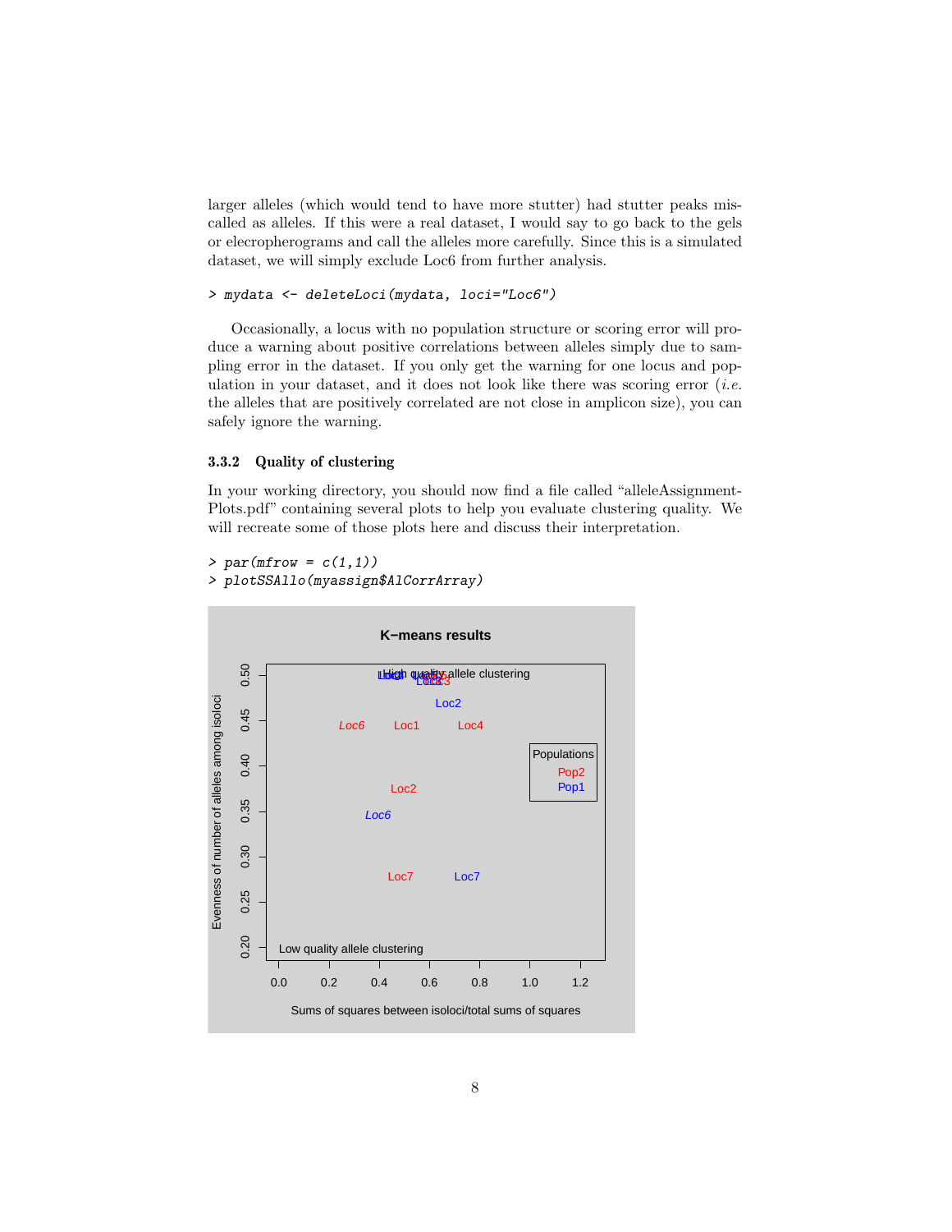larger alleles (which would tend to have more stutter) had stutter peaks miscalled as alleles. If this were a real dataset, I would say to go back to the gels or elecropherograms and call the alleles more carefully. Since this is a simulated dataset, we will simply exclude Loc6 from further analysis.

```
> mydata <- deleteLoci(mydata, loci="Loc6")
```

Occasionally, a locus with no population structure or scoring error will produce a warning about positive correlations between alleles simply due to sampling error in the dataset. If you only get the warning for one locus and population in your dataset, and it does not look like there was scoring error (*i.e.* the alleles that are positively correlated are not close in amplicon size), you can safely ignore the warning.

### 3.3.2 Quality of clustering

In your working directory, you should now find a file called "alleleAssignmentPlots.pdf" containing several plots to help you evaluate clustering quality. We will recreate some of those plots here and discuss their interpretation.

```
> par(mfrow = c(1,1))
> plotSSAllo(myassign$AlCorrArray)
```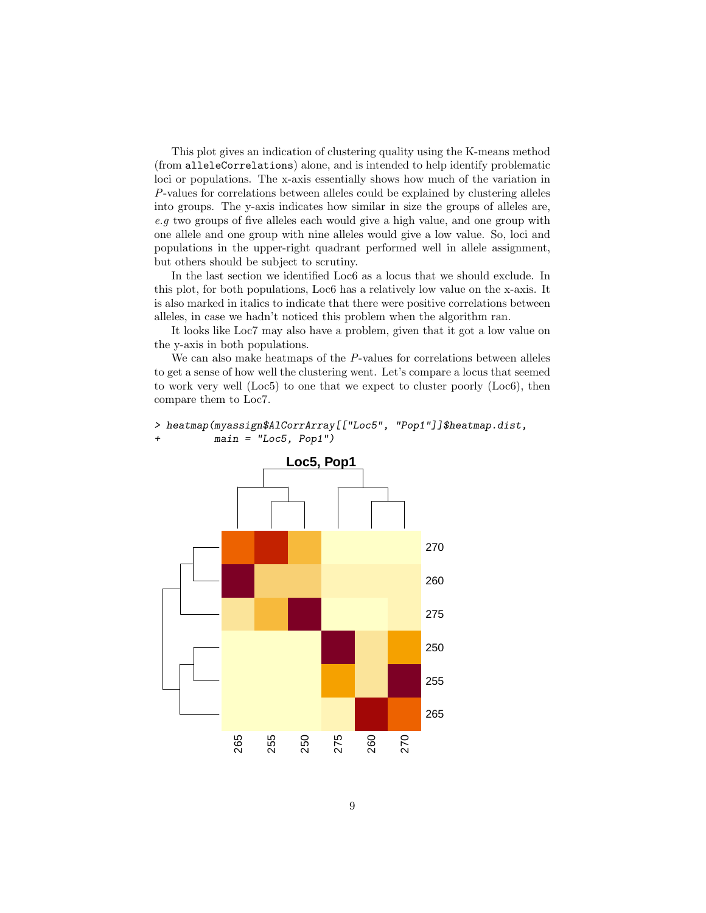This plot gives an indication of clustering quality using the K-means method (from `alleleCorrelations`) alone, and is intended to help identify problematic loci or populations. The x-axis essentially shows how much of the variation in $P$-values for correlations between alleles could be explained by clustering alleles into groups. The y-axis indicates how similar in size the groups of alleles are, *e.g* two groups of five alleles each would give a high value, and one group with one allele and one group with nine alleles would give a low value. So, loci and populations in the upper-right quadrant performed well in allele assignment, but others should be subject to scrutiny.

In the last section we identified Loc6 as a locus that we should exclude. In this plot, for both populations, Loc6 has a relatively low value on the x-axis. It is also marked in italics to indicate that there were positive correlations between alleles, in case we hadn't noticed this problem when the algorithm ran.

It looks like Loc7 may also have a problem, given that it got a low value on the y-axis in both populations.

We can also make heatmaps of the $P$-values for correlations between alleles to get a sense of how well the clustering went. Let's compare a locus that seemed to work very well (Loc5) to one that we expect to cluster poorly (Loc6), then compare them to Loc7.

```
> heatmap(myassign$AlCorrArray[["Loc5", "Pop1"]]$heatmap.dist,
+         main = "Loc5, Pop1")
```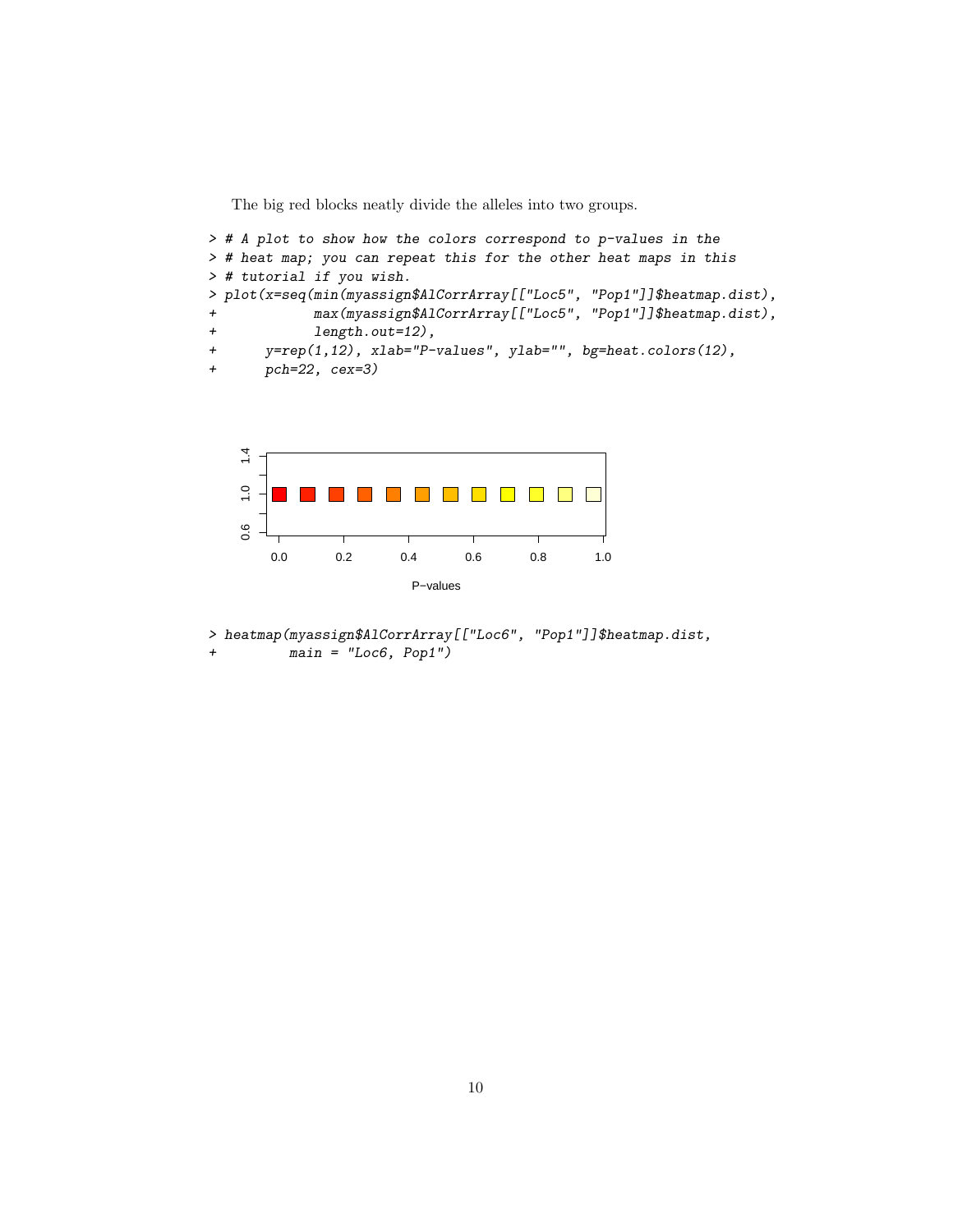The big red blocks neatly divide the alleles into two groups.

```
> # A plot to show how the colors correspond to p-values in the
> # heat map; you can repeat this for the other heat maps in this
> # tutorial if you wish.
> plot(x=seq(min(myassign$AlCorrArray[["Loc5", "Pop1"]]$heatmap.dist),
+            max(myassign$AlCorrArray[["Loc5", "Pop1"]]$heatmap.dist),
+            length.out=12),
+      y=rep(1,12), xlab="P-values", ylab="", bg=heat.colors(12),
+      pch=22, cex=3)
```

```
> heatmap(myassign$AlCorrArray[["Loc6", "Pop1"]]$heatmap.dist,
+         main = "Loc6, Pop1")
```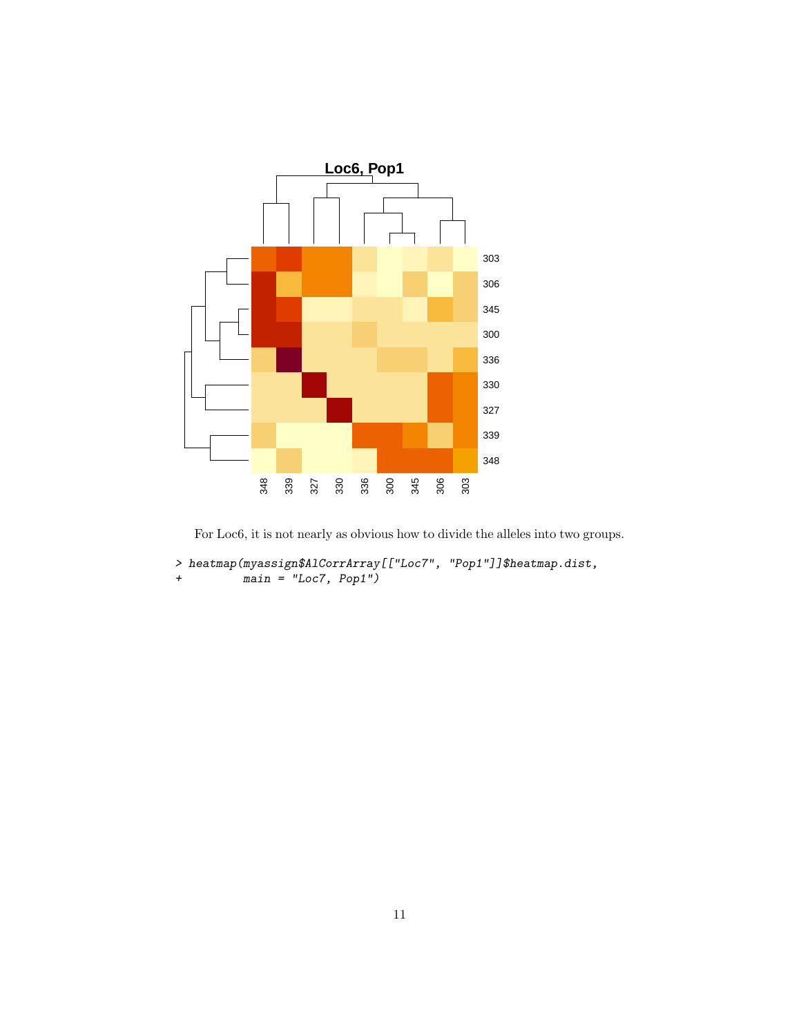For Loc6, it is not nearly as obvious how to divide the alleles into two groups.

```
> heatmap(myassign$AlCorrArray[["Loc7", "Pop1"]]$heatmap.dist,
+         main = "Loc7, Pop1")
```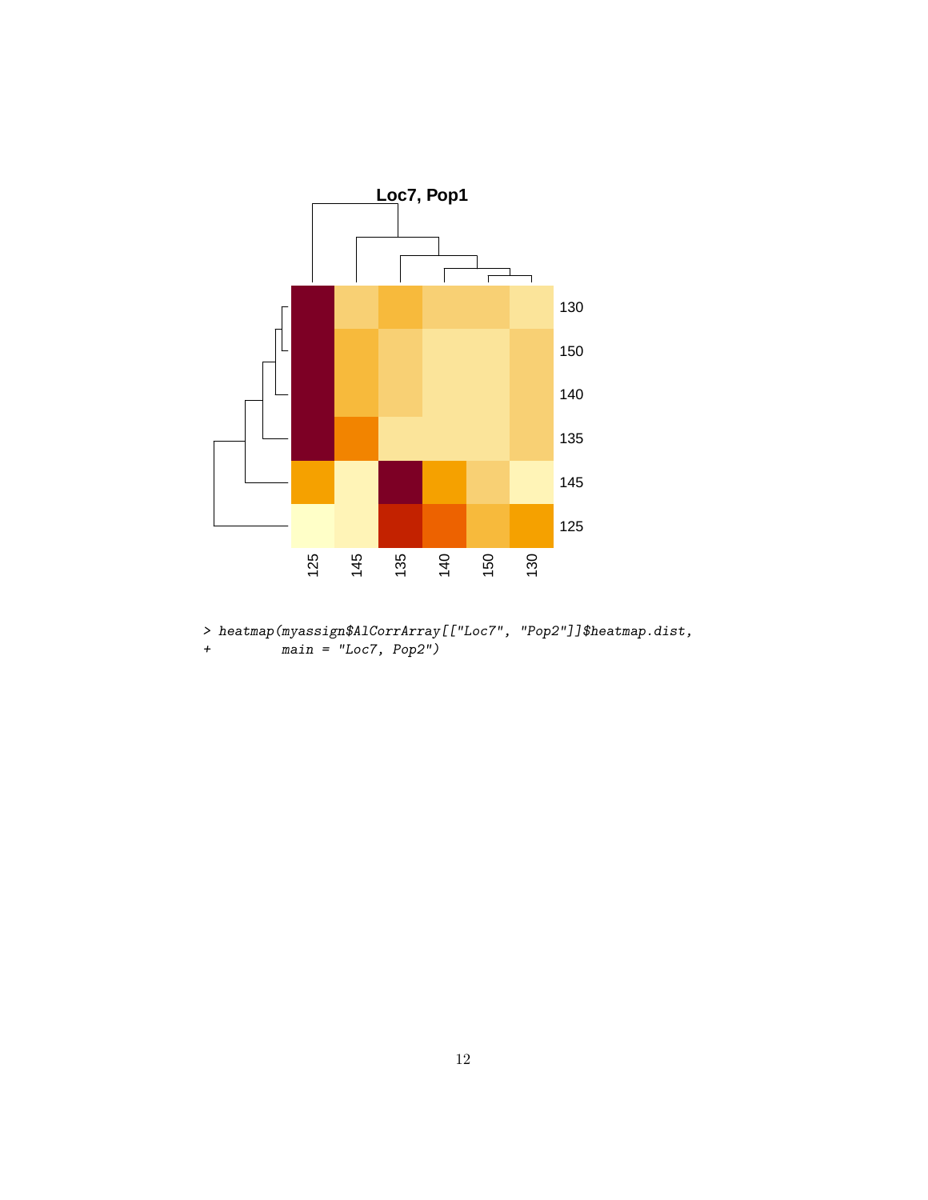```
> heatmap(myassign$AlCorrArray[["Loc7", "Pop2"]]$heatmap.dist,
+         main = "Loc7, Pop2")
```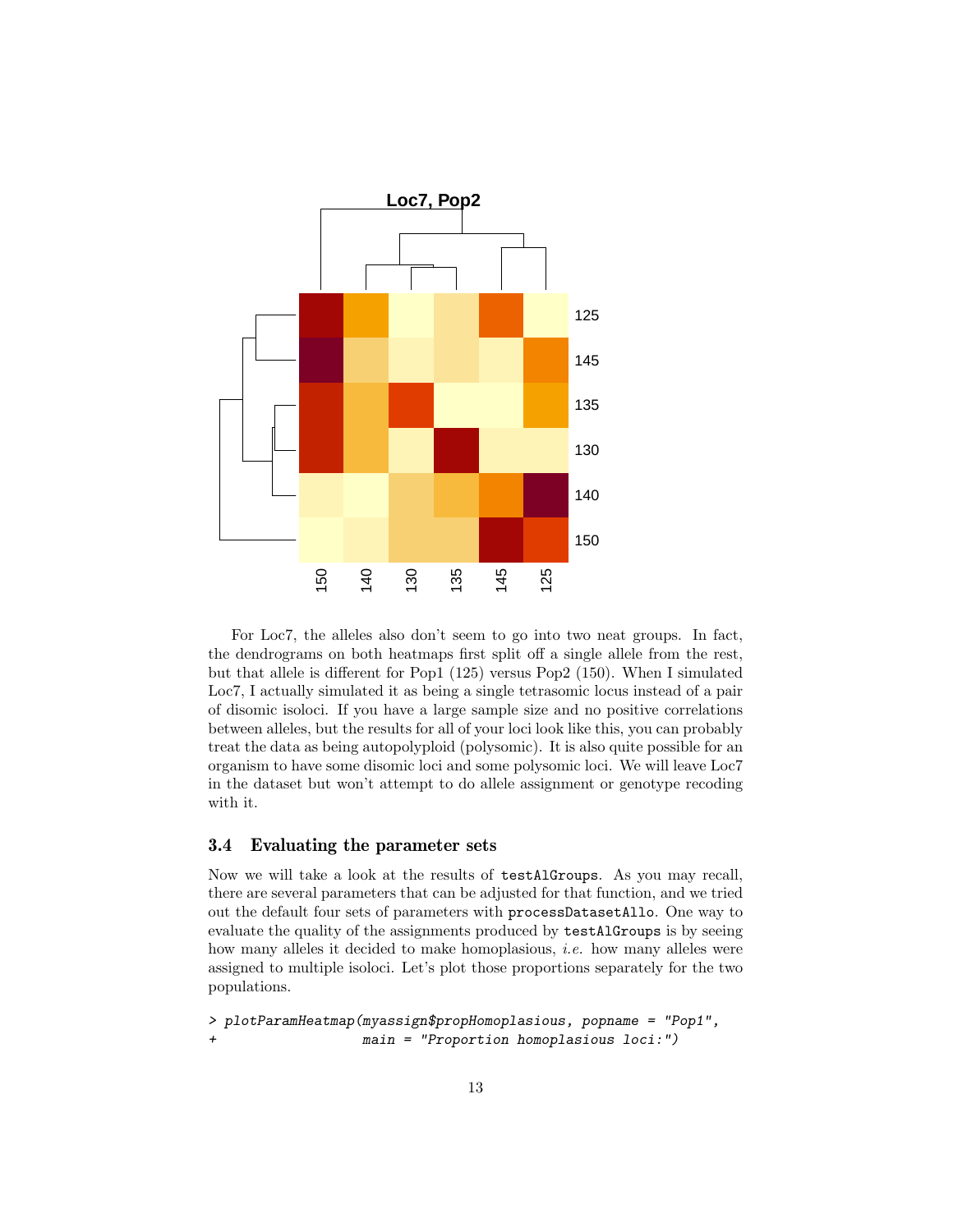For Loc7, the alleles also don't seem to go into two neat groups. In fact, the dendrograms on both heatmaps first split off a single allele from the rest, but that allele is different for Pop1 (125) versus Pop2 (150). When I simulated Loc7, I actually simulated it as being a single tetrasomic locus instead of a pair of disomic isoloci. If you have a large sample size and no positive correlations between alleles, but the results for all of your loci look like this, you can probably treat the data as being autopolyploid (polysomic). It is also quite possible for an organism to have some disomic loci and some polysomic loci. We will leave Loc7 in the dataset but won't attempt to do allele assignment or genotype recoding with it.

### 3.4 Evaluating the parameter sets

Now we will take a look at the results of `testAlGroups`. As you may recall, there are several parameters that can be adjusted for that function, and we tried out the default four sets of parameters with `processDatasetAllo`. One way to evaluate the quality of the assignments produced by `testAlGroups` is by seeing how many alleles it decided to make homoplasious, *i.e.* how many alleles were assigned to multiple isoloci. Let's plot those proportions separately for the two populations.

```
> plotParamHeatmap(myassign$propHomoplasious, popname = "Pop1",
+                  main = "Proportion homoplasious loci:")
```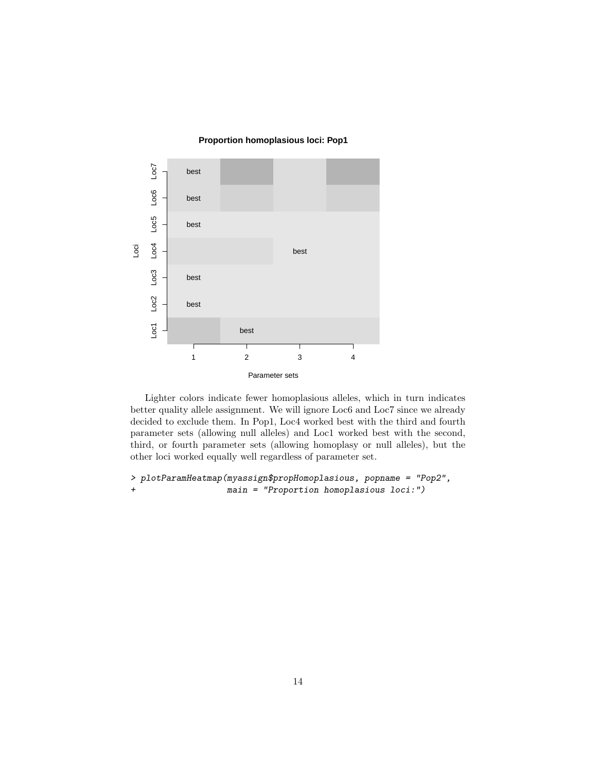Lighter colors indicate fewer homoplasious alleles, which in turn indicates better quality allele assignment. We will ignore Loc6 and Loc7 since we already decided to exclude them. In Pop1, Loc4 worked best with the third and fourth parameter sets (allowing null alleles) and Loc1 worked best with the second, third, or fourth parameter sets (allowing homoplasy or null alleles), but the other loci worked equally well regardless of parameter set.

```
> plotParamHeatmap(myassign$propHomoplasious, popname = "Pop2",
+                  main = "Proportion homoplasious loci:")
```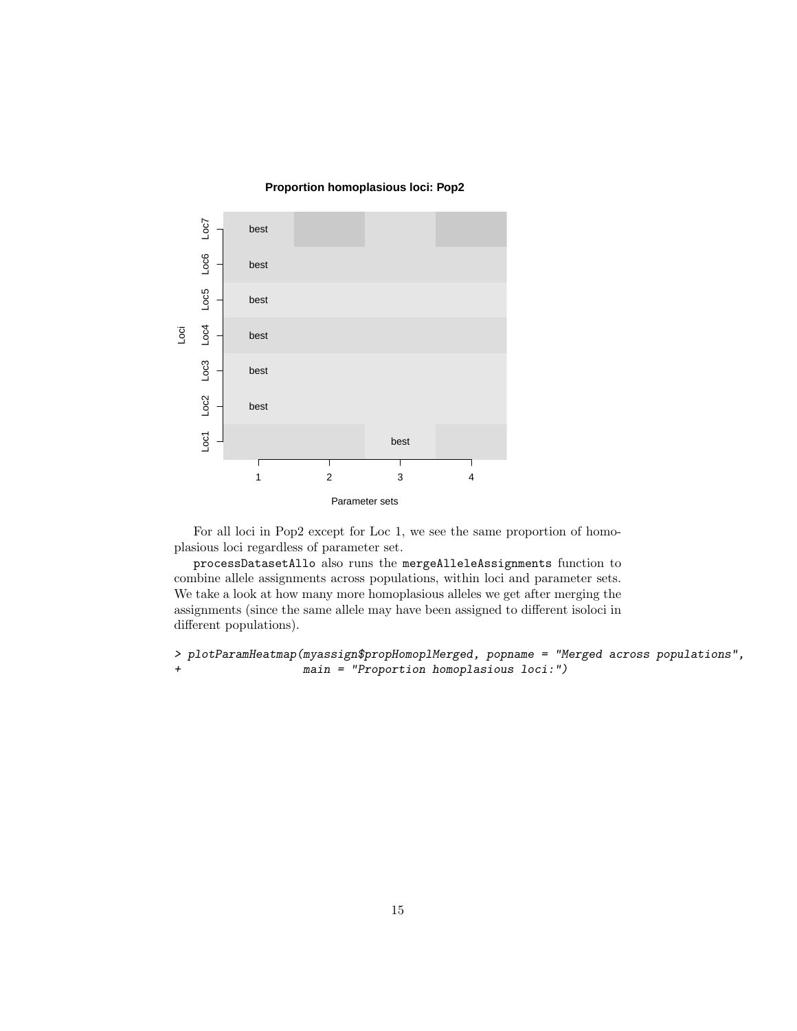For all loci in Pop2 except for Loc 1, we see the same proportion of homoplasious loci regardless of parameter set.

processDatasetAllo also runs the mergeAlleleAssignments function to combine allele assignments across populations, within loci and parameter sets. We take a look at how many more homoplasious alleles we get after merging the assignments (since the same allele may have been assigned to different isoloci in different populations).

```
> plotParamHeatmap(myassign$propHomoplMerged, popname = "Merged across populations",
+                  main = "Proportion homoplasious loci:")
```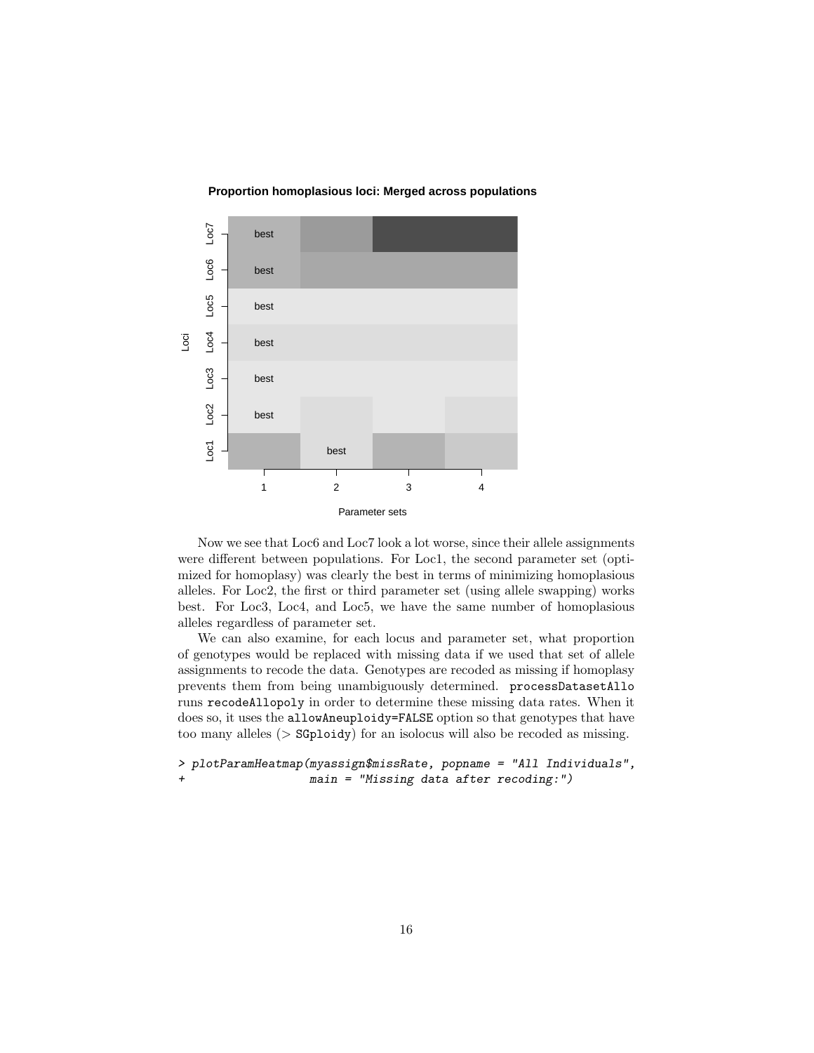Now we see that Loc6 and Loc7 look a lot worse, since their allele assignments were different between populations. For Loc1, the second parameter set (optimized for homoplasy) was clearly the best in terms of minimizing homoplasious alleles. For Loc2, the first or third parameter set (using allele swapping) works best. For Loc3, Loc4, and Loc5, we have the same number of homoplasious alleles regardless of parameter set.

We can also examine, for each locus and parameter set, what proportion of genotypes would be replaced with missing data if we used that set of allele assignments to recode the data. Genotypes are recoded as missing if homoplasy prevents them from being unambiguously determined. `processDatasetAllo` runs `recodeAllopoly` in order to determine these missing data rates. When it does so, it uses the `allowAneuploidy=FALSE` option so that genotypes that have too many alleles (> `SGploidy`) for an isolocus will also be recoded as missing.

```
> plotParamHeatmap(myassign$missRate, popname = "All Individuals",
+                  main = "Missing data after recoding:")
```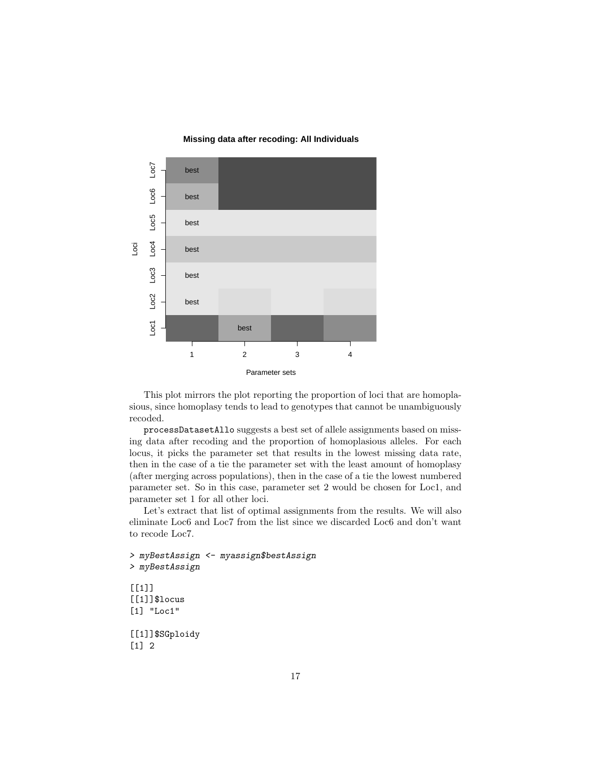This plot mirrors the plot reporting the proportion of loci that are homoplasious, since homoplasy tends to lead to genotypes that cannot be unambiguously recoded.

`processDatasetAllo` suggests a best set of allele assignments based on missing data after recoding and the proportion of homoplasious alleles. For each locus, it picks the parameter set that results in the lowest missing data rate, then in the case of a tie the parameter set with the least amount of homoplasy (after merging across populations), then in the case of a tie the lowest numbered parameter set. So in this case, parameter set 2 would be chosen for Loc1, and parameter set 1 for all other loci.

Let's extract that list of optimal assignments from the results. We will also eliminate Loc6 and Loc7 from the list since we discarded Loc6 and don't want to recode Loc7.

```
> myBestAssign <- myassign$bestAssign
> myBestAssign

[[1]]
[[1]]$locus
[1] "Loc1"

[[1]]$SGploidy
[1] 2
```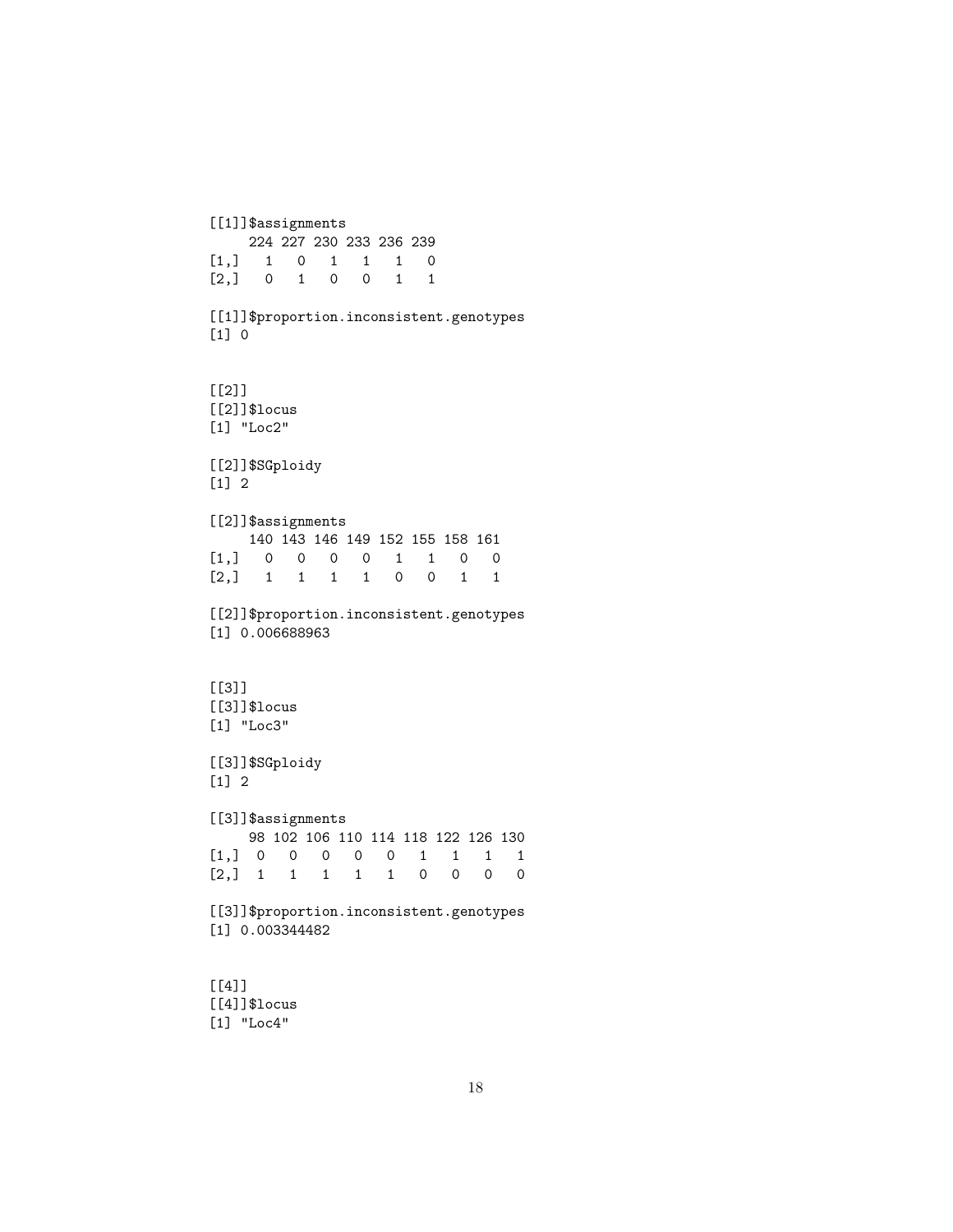```
[[1]]$assignments
     224 227 230 233 236 239
[1,]   1   0   1   1   1   0
[2,]   0   1   0   0   1   1

[[1]]$proportion.inconsistent.genotypes
[1] 0


[[2]]
[[2]]$locus
[1] "Loc2"

[[2]]$SGploidy
[1] 2

[[2]]$assignments
     140 143 146 149 152 155 158 161
[1,]   0   0   0   0   1   1   0   0
[2,]   1   1   1   1   0   0   1   1

[[2]]$proportion.inconsistent.genotypes
[1] 0.006688963


[[3]]
[[3]]$locus
[1] "Loc3"

[[3]]$SGploidy
[1] 2

[[3]]$assignments
     98 102 106 110 114 118 122 126 130
[1,]  0   0   0   0   0   1   1   1   1
[2,]  1   1   1   1   1   0   0   0   0

[[3]]$proportion.inconsistent.genotypes
[1] 0.003344482


[[4]]
[[4]]$locus
[1] "Loc4"
```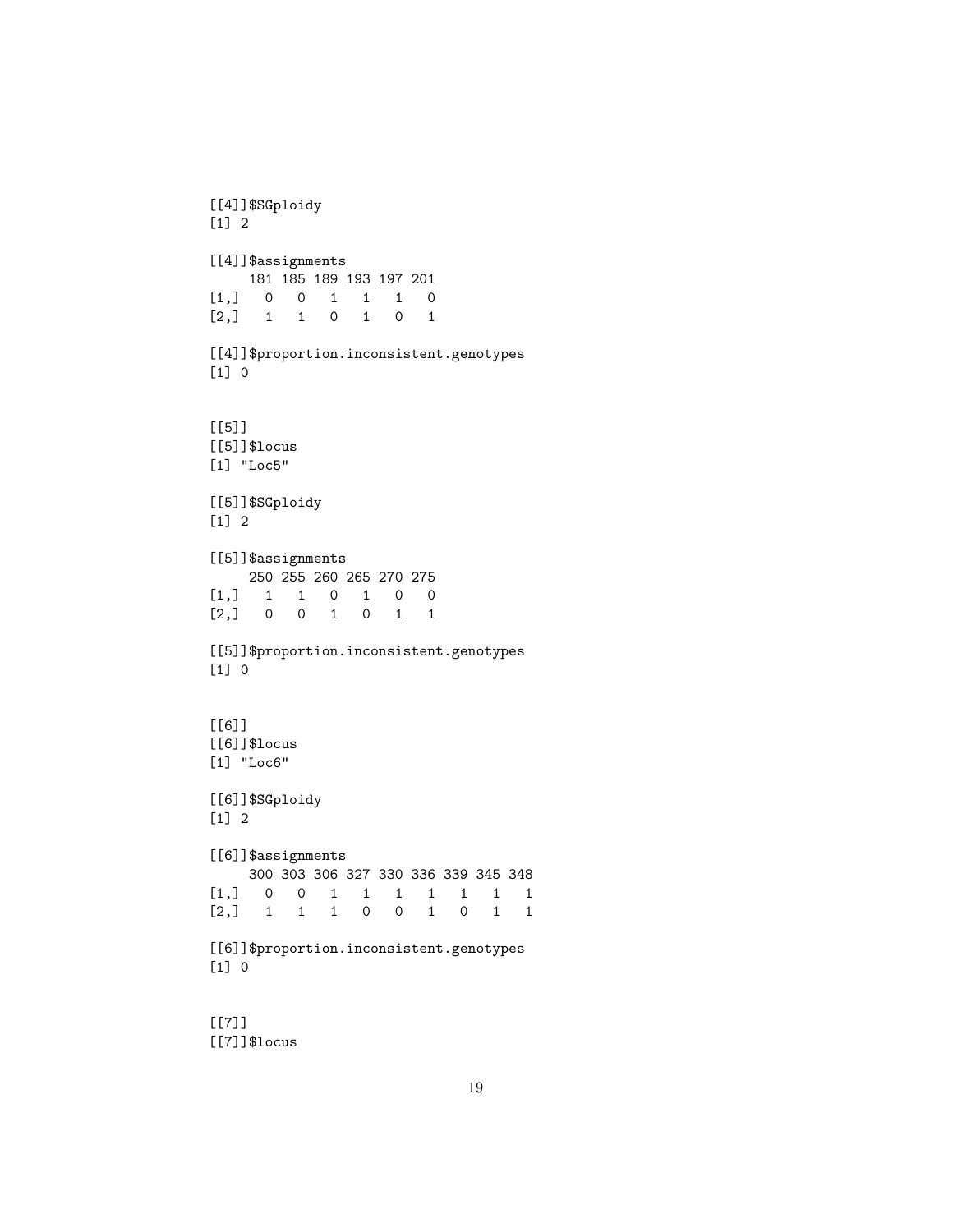```
[[4]]$SGploidy
[1] 2

[[4]]$assignments
     181 185 189 193 197 201
[1,]   0   0   1   1   1   0
[2,]   1   1   0   1   0   1

[[4]]$proportion.inconsistent.genotypes
[1] 0


[[5]]
[[5]]$locus
[1] "Loc5"

[[5]]$SGploidy
[1] 2

[[5]]$assignments
     250 255 260 265 270 275
[1,]   1   1   0   1   0   0
[2,]   0   0   1   0   1   1

[[5]]$proportion.inconsistent.genotypes
[1] 0


[[6]]
[[6]]$locus
[1] "Loc6"

[[6]]$SGploidy
[1] 2

[[6]]$assignments
     300 303 306 327 330 336 339 345 348
[1,]   0   0   1   1   1   1   1   1   1
[2,]   1   1   1   0   0   1   0   1   1

[[6]]$proportion.inconsistent.genotypes
[1] 0


[[7]]
[[7]]$locus
```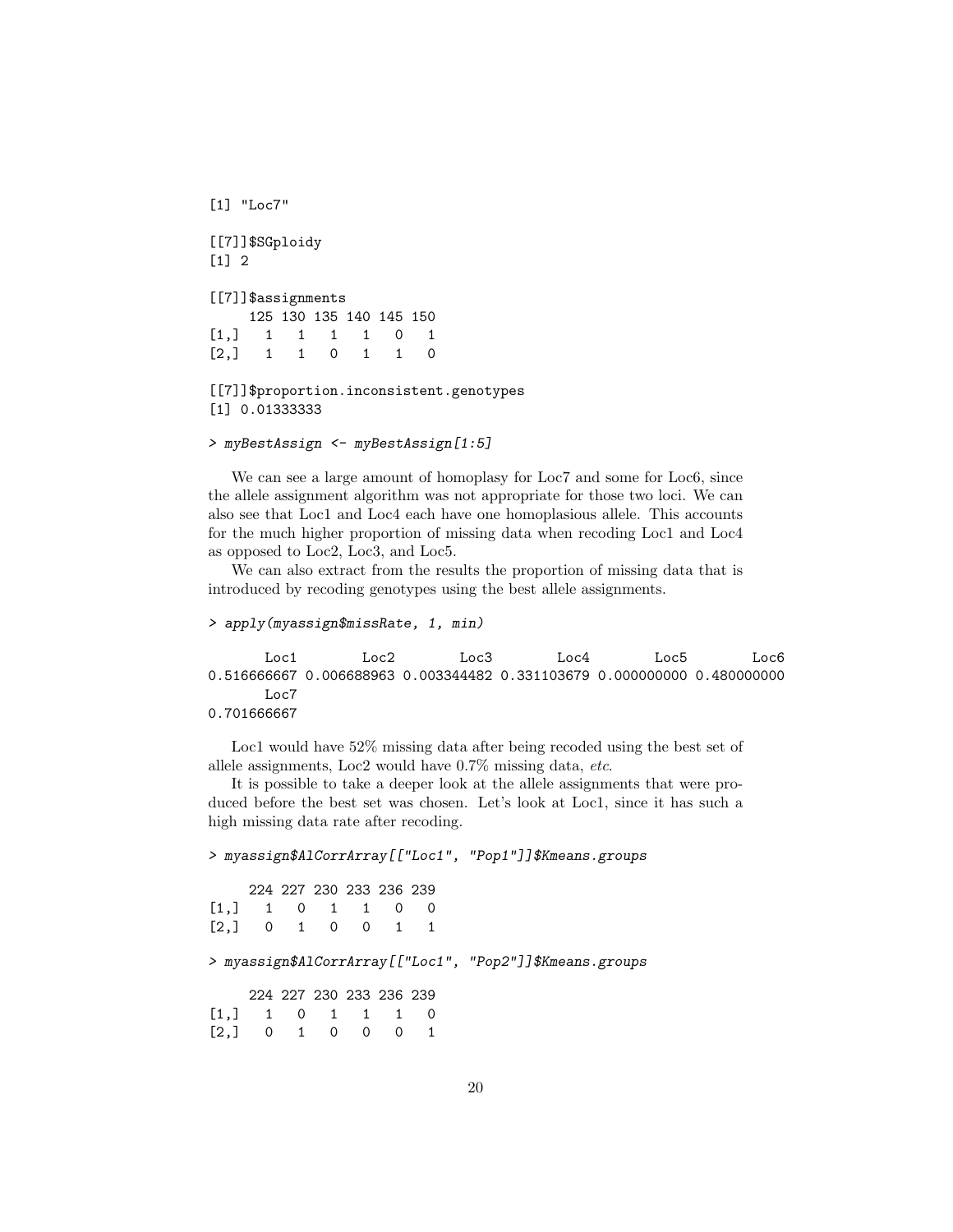```
[1] "Loc7"

[[7]]$SGploidy
[1] 2

[[7]]$assignments
     125 130 135 140 145 150
[1,]   1   1   1   1   0   1
[2,]   1   1   0   1   1   0

[[7]]$proportion.inconsistent.genotypes
[1] 0.01333333

> myBestAssign <- myBestAssign[1:5]
```

We can see a large amount of homoplasy for Loc7 and some for Loc6, since the allele assignment algorithm was not appropriate for those two loci. We can also see that Loc1 and Loc4 each have one homoplasious allele. This accounts for the much higher proportion of missing data when recoding Loc1 and Loc4 as opposed to Loc2, Loc3, and Loc5.

We can also extract from the results the proportion of missing data that is introduced by recoding genotypes using the best allele assignments.

```
> apply(myassign$missRate, 1, min)

       Loc1        Loc2        Loc3        Loc4        Loc5        Loc6
0.516666667 0.006688963 0.003344482 0.331103679 0.000000000 0.480000000
       Loc7
0.701666667
```

Loc1 would have 52% missing data after being recoded using the best set of allele assignments, Loc2 would have 0.7% missing data, *etc*.

It is possible to take a deeper look at the allele assignments that were produced before the best set was chosen. Let's look at Loc1, since it has such a high missing data rate after recoding.

```
> myassign$AlCorrArray[["Loc1", "Pop1"]]$Kmeans.groups

     224 227 230 233 236 239
[1,]   1   0   1   1   0   0
[2,]   0   1   0   0   1   1

> myassign$AlCorrArray[["Loc1", "Pop2"]]$Kmeans.groups

     224 227 230 233 236 239
[1,]   1   0   1   1   1   0
[2,]   0   1   0   0   0   1
```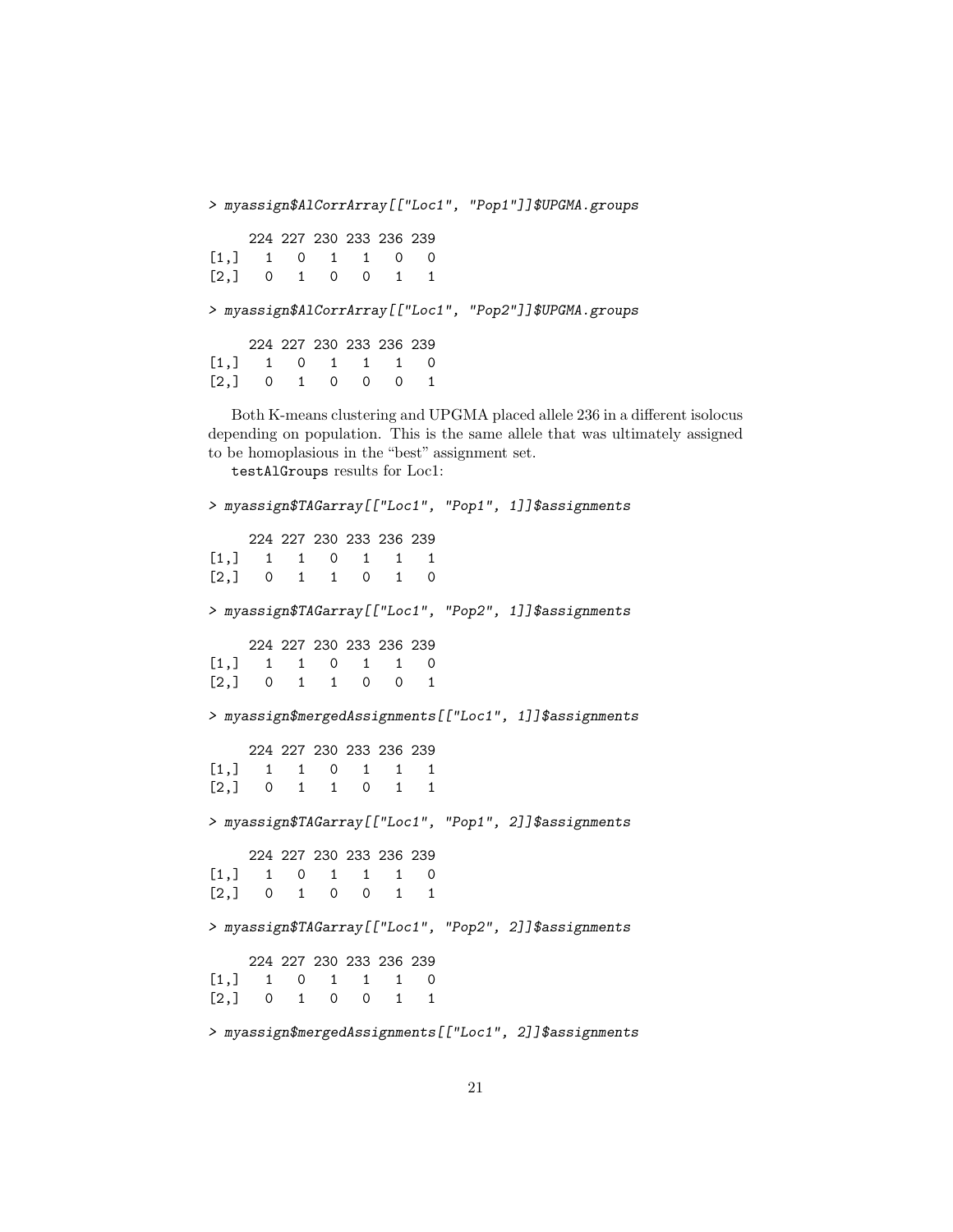```
> myassign$AlCorrArray[["Loc1", "Pop1"]]$UPGMA.groups

     224 227 230 233 236 239
[1,]   1   0   1   1   0   0
[2,]   0   1   0   0   1   1

> myassign$AlCorrArray[["Loc1", "Pop2"]]$UPGMA.groups

     224 227 230 233 236 239
[1,]   1   0   1   1   1   0
[2,]   0   1   0   0   0   1
```

Both K-means clustering and UPGMA placed allele 236 in a different isolocus depending on population. This is the same allele that was ultimately assigned to be homoplasious in the "best" assignment set.

`testAlGroups` results for Loc1:

```
> myassign$TAGarray[["Loc1", "Pop1", 1]]$assignments

     224 227 230 233 236 239
[1,]   1   1   0   1   1   1
[2,]   0   1   1   0   1   0

> myassign$TAGarray[["Loc1", "Pop2", 1]]$assignments

     224 227 230 233 236 239
[1,]   1   1   0   1   1   0
[2,]   0   1   1   0   0   1

> myassign$mergedAssignments[["Loc1", 1]]$assignments

     224 227 230 233 236 239
[1,]   1   1   0   1   1   1
[2,]   0   1   1   0   1   1

> myassign$TAGarray[["Loc1", "Pop1", 2]]$assignments

     224 227 230 233 236 239
[1,]   1   0   1   1   1   0
[2,]   0   1   0   0   1   1

> myassign$TAGarray[["Loc1", "Pop2", 2]]$assignments

     224 227 230 233 236 239
[1,]   1   0   1   1   1   0
[2,]   0   1   0   0   1   1

> myassign$mergedAssignments[["Loc1", 2]]$assignments
```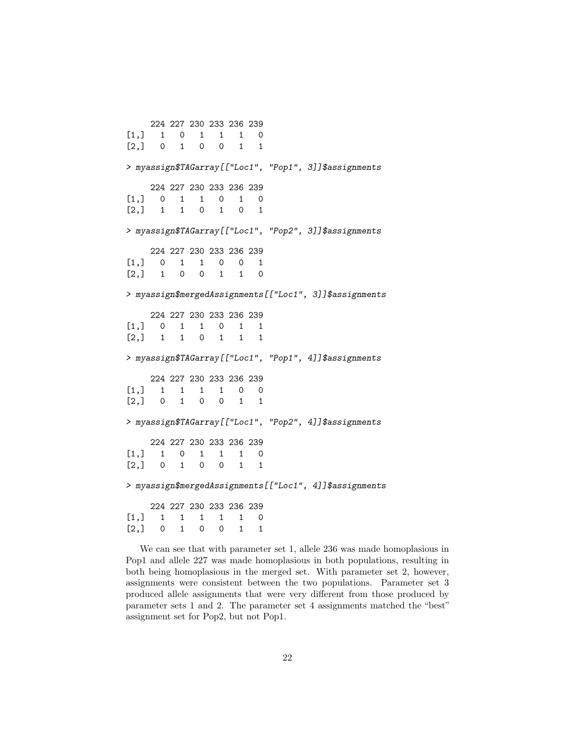```
    224 227 230 233 236 239
[1,]   1   0   1   1   1   0
[2,]   0   1   0   0   1   1

> myassign$TAGarray[["Loc1", "Pop1", 3]]$assignments

    224 227 230 233 236 239
[1,]   0   1   1   0   1   0
[2,]   1   1   0   1   0   1

> myassign$TAGarray[["Loc1", "Pop2", 3]]$assignments

    224 227 230 233 236 239
[1,]   0   1   1   0   0   1
[2,]   1   0   0   1   1   0

> myassign$mergedAssignments[["Loc1", 3]]$assignments

    224 227 230 233 236 239
[1,]   0   1   1   0   1   1
[2,]   1   1   0   1   1   1

> myassign$TAGarray[["Loc1", "Pop1", 4]]$assignments

    224 227 230 233 236 239
[1,]   1   1   1   1   0   0
[2,]   0   1   0   0   1   1

> myassign$TAGarray[["Loc1", "Pop2", 4]]$assignments

    224 227 230 233 236 239
[1,]   1   0   1   1   1   0
[2,]   0   1   0   0   1   1

> myassign$mergedAssignments[["Loc1", 4]]$assignments

    224 227 230 233 236 239
[1,]   1   1   1   1   1   0
[2,]   0   1   0   0   1   1
```

We can see that with parameter set 1, allele 236 was made homoplasious in Pop1 and allele 227 was made homoplasious in both populations, resulting in both being homoplasious in the merged set. With parameter set 2, however, assignments were consistent between the two populations. Parameter set 3 produced allele assignments that were very different from those produced by parameter sets 1 and 2. The parameter set 4 assignments matched the "best" assignment set for Pop2, but not Pop1.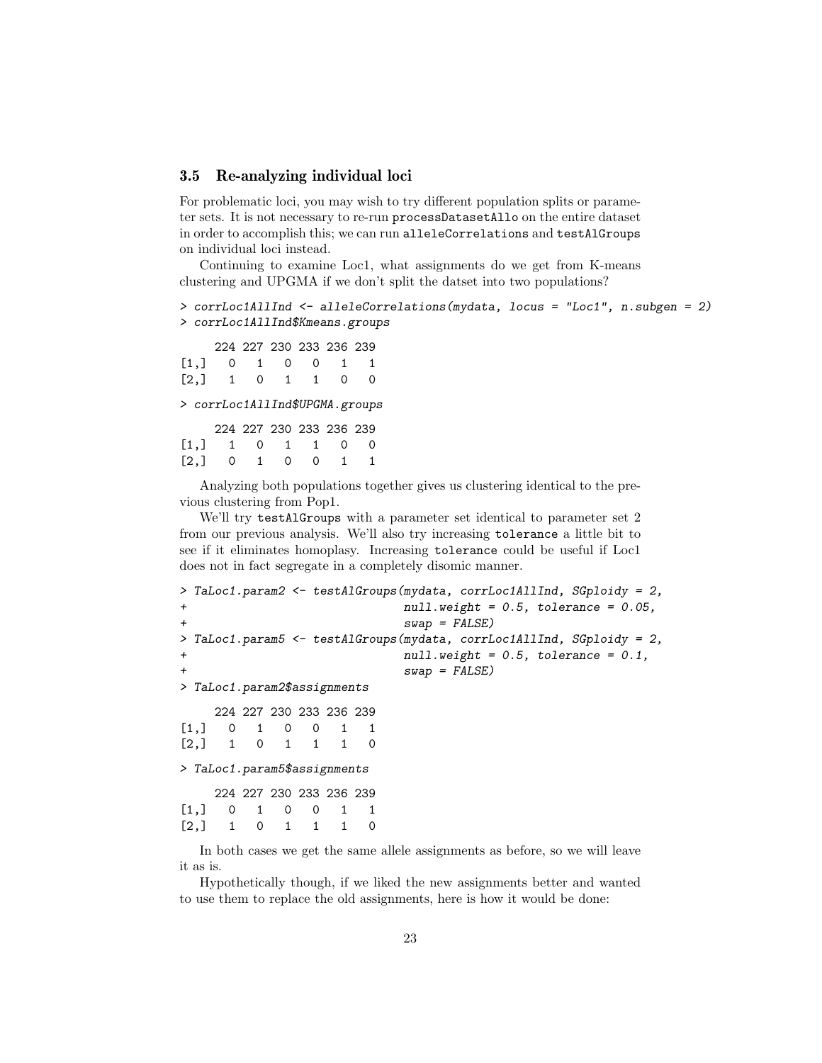### 3.5 Re-analyzing individual loci

For problematic loci, you may wish to try different population splits or parameter sets. It is not necessary to re-run `processDatasetAllo` on the entire dataset in order to accomplish this; we can run `alleleCorrelations` and `testAlGroups` on individual loci instead.

Continuing to examine Loc1, what assignments do we get from K-means clustering and UPGMA if we don't split the datset into two populations?

```
> corrLoc1AllInd <- alleleCorrelations(mydata, locus = "Loc1", n.subgen = 2)
> corrLoc1AllInd$Kmeans.groups

     224 227 230 233 236 239
[1,]   0   1   0   0   1   1
[2,]   1   0   1   1   0   0

> corrLoc1AllInd$UPGMA.groups

     224 227 230 233 236 239
[1,]   1   0   1   1   0   0
[2,]   0   1   0   0   1   1
```

Analyzing both populations together gives us clustering identical to the previous clustering from Pop1.

We'll try `testAlGroups` with a parameter set identical to parameter set 2 from our previous analysis. We'll also try increasing `tolerance` a little bit to see if it eliminates homoplasy. Increasing `tolerance` could be useful if Loc1 does not in fact segregate in a completely disomic manner.

```
> TaLoc1.param2 <- testAlGroups(mydata, corrLoc1AllInd, SGploidy = 2,
+                               null.weight = 0.5, tolerance = 0.05,
+                               swap = FALSE)
> TaLoc1.param5 <- testAlGroups(mydata, corrLoc1AllInd, SGploidy = 2,
+                               null.weight = 0.5, tolerance = 0.1,
+                               swap = FALSE)
> TaLoc1.param2$assignments

     224 227 230 233 236 239
[1,]   0   1   0   0   1   1
[2,]   1   0   1   1   1   0

> TaLoc1.param5$assignments

     224 227 230 233 236 239
[1,]   0   1   0   0   1   1
[2,]   1   0   1   1   1   0
```

In both cases we get the same allele assignments as before, so we will leave it as is.

Hypothetically though, if we liked the new assignments better and wanted to use them to replace the old assignments, here is how it would be done: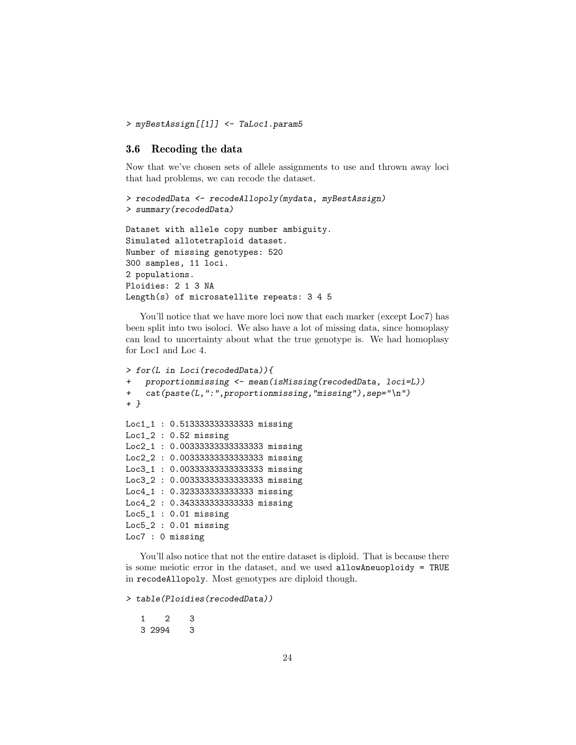```
> myBestAssign[[1]] <- TaLoc1.param5
```

### 3.6 Recoding the data

Now that we've chosen sets of allele assignments to use and thrown away loci that had problems, we can recode the dataset.

```
> recodedData <- recodeAllopoly(mydata, myBestAssign)
> summary(recodedData)

Dataset with allele copy number ambiguity.
Simulated allotetraploid dataset.
Number of missing genotypes: 520
300 samples, 11 loci.
2 populations.
Ploidies: 2 1 3 NA
Length(s) of microsatellite repeats: 3 4 5
```

You'll notice that we have more loci now that each marker (except Loc7) has been split into two isoloci. We also have a lot of missing data, since homoplasy can lead to uncertainty about what the true genotype is. We had homoplasy for Loc1 and Loc 4.

```
> for(L in Loci(recodedData)){
+   proportionmissing <- mean(isMissing(recodedData, loci=L))
+   cat(paste(L,":",proportionmissing,"missing"),sep="\n")
+ }

Loc1_1 : 0.513333333333333 missing
Loc1_2 : 0.52 missing
Loc2_1 : 0.00333333333333333 missing
Loc2_2 : 0.00333333333333333 missing
Loc3_1 : 0.00333333333333333 missing
Loc3_2 : 0.00333333333333333 missing
Loc4_1 : 0.323333333333333 missing
Loc4_2 : 0.343333333333333 missing
Loc5_1 : 0.01 missing
Loc5_2 : 0.01 missing
Loc7 : 0 missing
```

You'll also notice that not the entire dataset is diploid. That is because there is some meiotic error in the dataset, and we used `allowAneuoploidy = TRUE` in `recodeAllopoly`. Most genotypes are diploid though.

```
> table(Ploidies(recodedData))

   1    2    3
   3 2994    3
```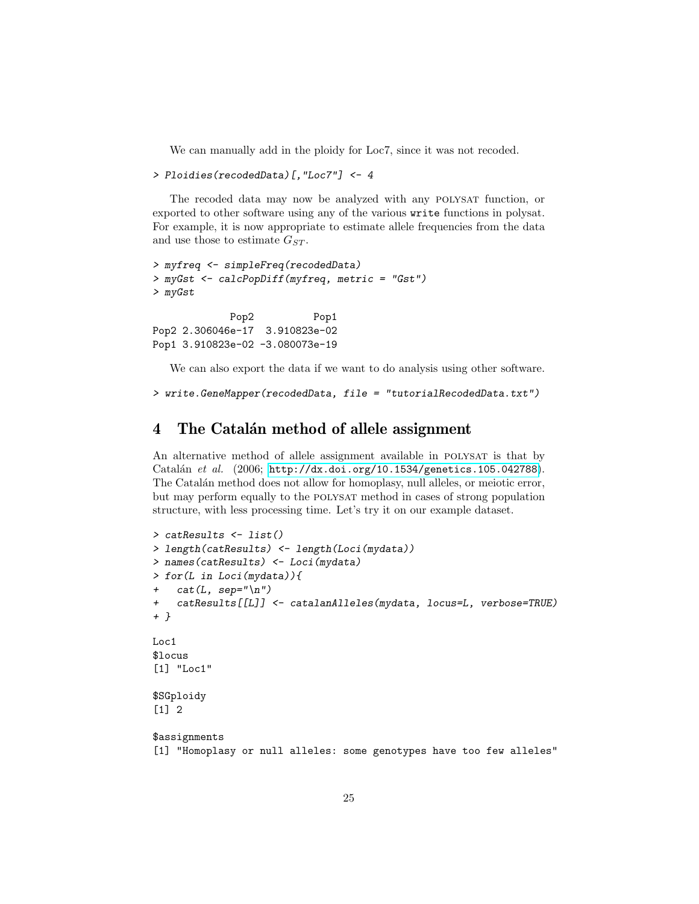We can manually add in the ploidy for Loc7, since it was not recoded.

```
> Ploidies(recodedData)[,"Loc7"] <- 4
```

The recoded data may now be analyzed with any POLYSAT function, or exported to other software using any of the various `write` functions in polysat. For example, it is now appropriate to estimate allele frequencies from the data and use those to estimate $G_{ST}$.

```
> myfreq <- simpleFreq(recodedData)
> myGst <- calcPopDiff(myfreq, metric = "Gst")
> myGst

             Pop2          Pop1
Pop2 2.306046e-17  3.910823e-02
Pop1 3.910823e-02 -3.080073e-19
```

We can also export the data if we want to do analysis using other software.

```
> write.GeneMapper(recodedData, file = "tutorialRecodedData.txt")
```

## 4 The Catalán method of allele assignment

An alternative method of allele assignment available in POLYSAT is that by Catalán *et al.* (2006; http://dx.doi.org/10.1534/genetics.105.042788). The Catalán method does not allow for homoplasy, null alleles, or meiotic error, but may perform equally to the POLYSAT method in cases of strong population structure, with less processing time. Let's try it on our example dataset.

```
> catResults <- list()
> length(catResults) <- length(Loci(mydata))
> names(catResults) <- Loci(mydata)
> for(L in Loci(mydata)){
+   cat(L, sep="\n")
+   catResults[[L]] <- catalanAlleles(mydata, locus=L, verbose=TRUE)
+ }

Loc1
$locus
[1] "Loc1"

$SGploidy
[1] 2

$assignments
[1] "Homoplasy or null alleles: some genotypes have too few alleles"
```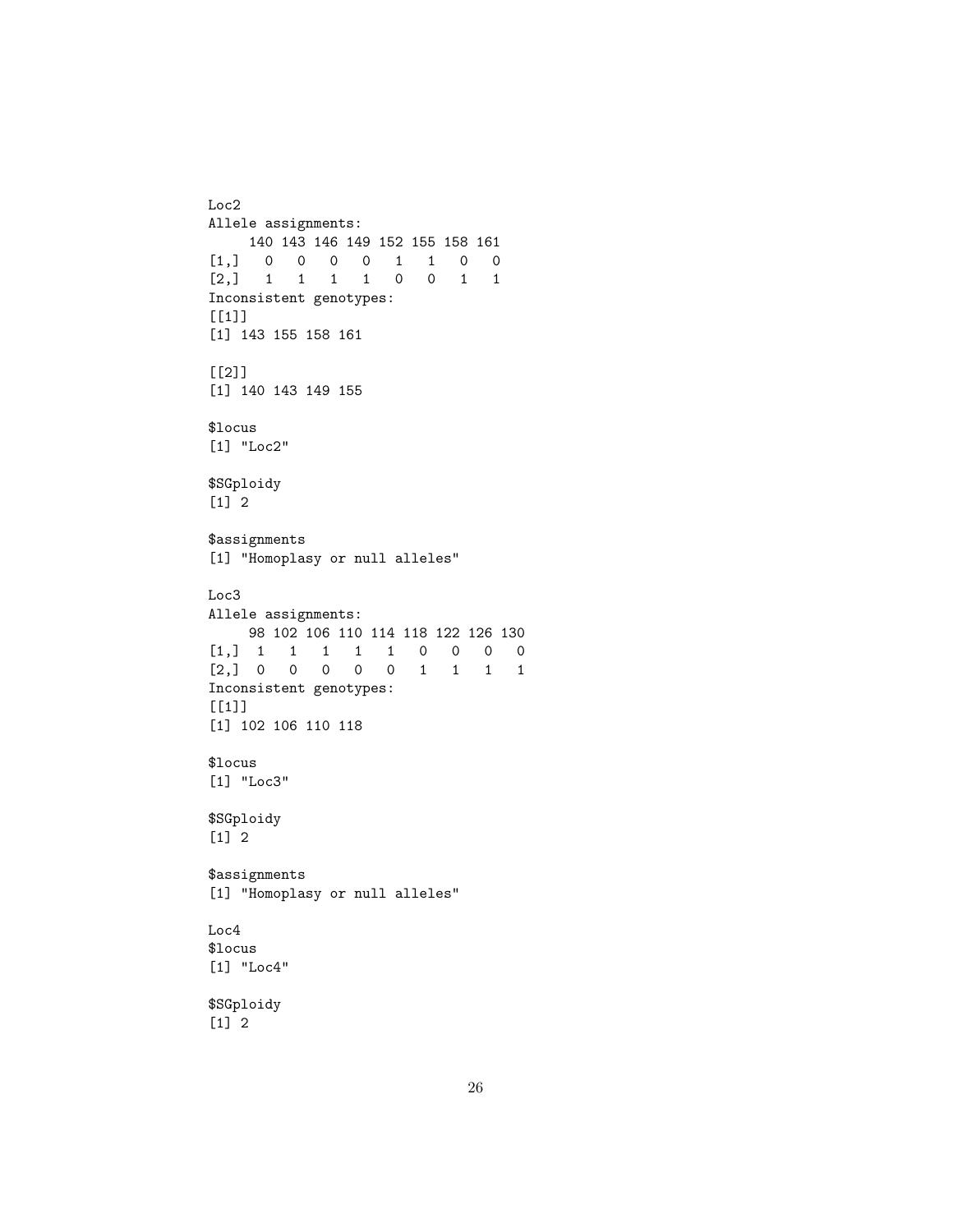```
Loc2
Allele assignments:
     140 143 146 149 152 155 158 161
[1,]   0   0   0   0   1   1   0   0
[2,]   1   1   1   1   0   0   1   1
Inconsistent genotypes:
[[1]]
[1] 143 155 158 161

[[2]]
[1] 140 143 149 155

$locus
[1] "Loc2"

$SGploidy
[1] 2

$assignments
[1] "Homoplasy or null alleles"

Loc3
Allele assignments:
     98 102 106 110 114 118 122 126 130
[1,]  1   1   1   1   1   0   0   0   0
[2,]  0   0   0   0   0   1   1   1   1
Inconsistent genotypes:
[[1]]
[1] 102 106 110 118

$locus
[1] "Loc3"

$SGploidy
[1] 2

$assignments
[1] "Homoplasy or null alleles"

Loc4
$locus
[1] "Loc4"

$SGploidy
[1] 2
```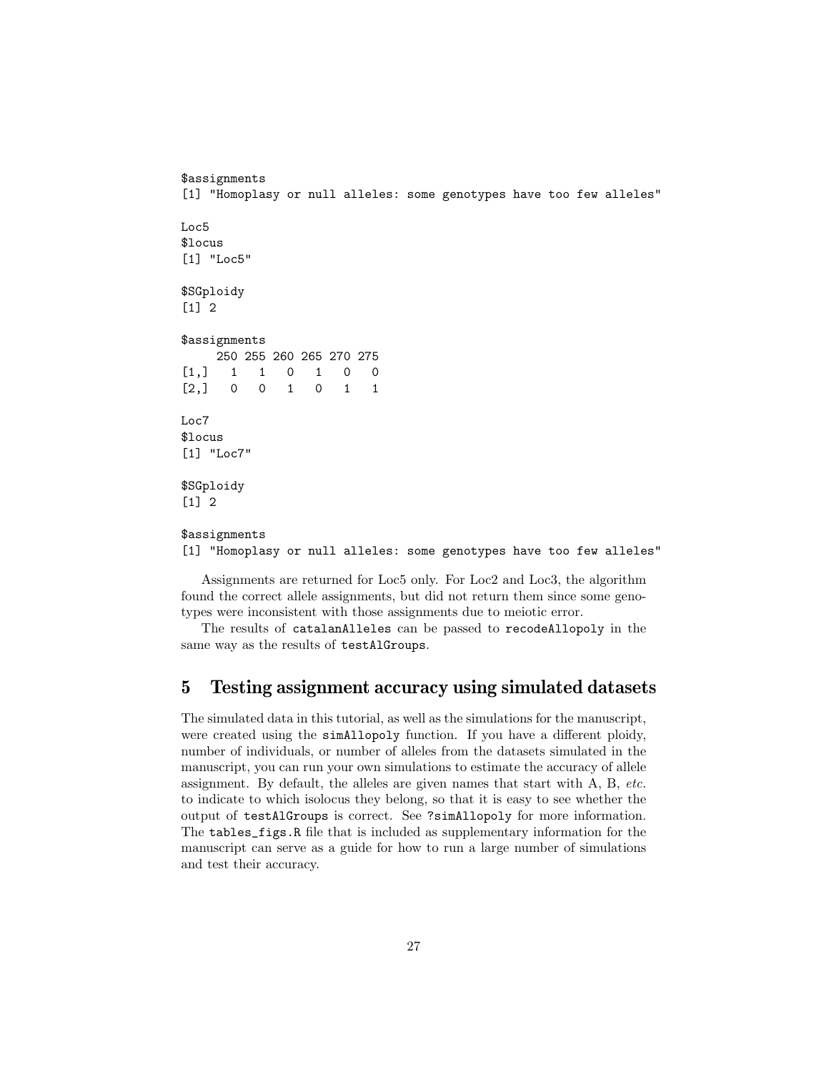```
$assignments
[1] "Homoplasy or null alleles: some genotypes have too few alleles"

Loc5
$locus
[1] "Loc5"

$SGploidy
[1] 2

$assignments
     250 255 260 265 270 275
[1,]   1   1   0   1   0   0
[2,]   0   0   1   0   1   1

Loc7
$locus
[1] "Loc7"

$SGploidy
[1] 2

$assignments
[1] "Homoplasy or null alleles: some genotypes have too few alleles"
```

Assignments are returned for Loc5 only. For Loc2 and Loc3, the algorithm found the correct allele assignments, but did not return them since some genotypes were inconsistent with those assignments due to meiotic error.

The results of `catalanAlleles` can be passed to `recodeAllopoly` in the same way as the results of `testAlGroups`.

## 5 Testing assignment accuracy using simulated datasets

The simulated data in this tutorial, as well as the simulations for the manuscript, were created using the `simAllopoly` function. If you have a different ploidy, number of individuals, or number of alleles from the datasets simulated in the manuscript, you can run your own simulations to estimate the accuracy of allele assignment. By default, the alleles are given names that start with A, B, *etc.* to indicate to which isolocus they belong, so that it is easy to see whether the output of `testAlGroups` is correct. See `?simAllopoly` for more information. The `tables_figs.R` file that is included as supplementary information for the manuscript can serve as a guide for how to run a large number of simulations and test their accuracy.